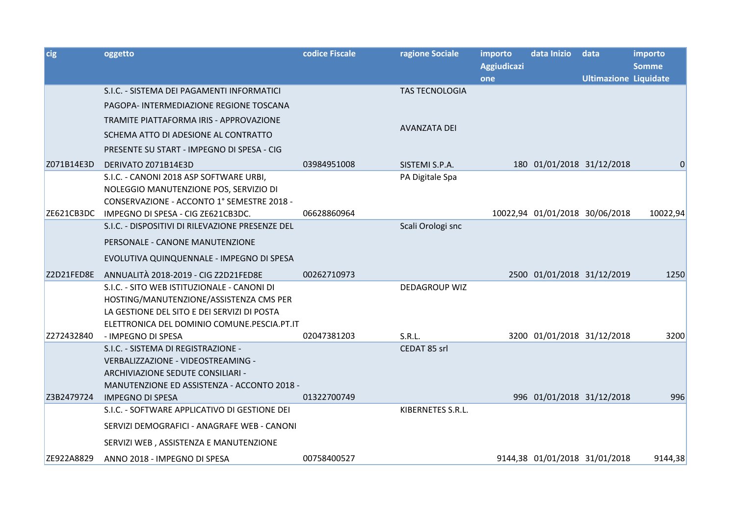| cig | oggetto | codice Fiscale | ragione Sociale | importo Aggiudicazione | data Inizio | data Ultimazione | importo Somme Liquidate |
|---|---|---|---|---|---|---|---|
| Z071B14E3D | S.I.C. - SISTEMA DEI PAGAMENTI INFORMATICI PAGOPA- INTERMEDIAZIONE REGIONE TOSCANA TRAMITE PIATTAFORMA IRIS - APPROVAZIONE SCHEMA ATTO DI ADESIONE AL CONTRATTO PRESENTE SU START - IMPEGNO DI SPESA - CIG DERIVATO Z071B14E3D | 03984951008 | TAS TECNOLOGIA AVANZATA DEI SISTEMI S.P.A. | 180 | 01/01/2018 | 31/12/2018 | 0 |
| ZE621CB3DC | S.I.C. - CANONI 2018 ASP SOFTWARE URBI, NOLEGGIO MANUTENZIONE POS, SERVIZIO DI CONSERVAZIONE - ACCONTO 1° SEMESTRE 2018 - IMPEGNO DI SPESA - CIG ZE621CB3DC. | 06628860964 | PA Digitale Spa | 10022,94 | 01/01/2018 | 30/06/2018 | 10022,94 |
| Z2D21FED8E | S.I.C. - DISPOSITIVI DI RILEVAZIONE PRESENZE DEL PERSONALE - CANONE MANUTENZIONE EVOLUTIVA QUINQUENNALE - IMPEGNO DI SPESA ANNUALITÀ 2018-2019 - CIG Z2D21FED8E | 00262710973 | Scali Orologi snc | 2500 | 01/01/2018 | 31/12/2019 | 1250 |
| Z272432840 | S.I.C. - SITO WEB ISTITUZIONALE - CANONI DI HOSTING/MANUTENZIONE/ASSISTENZA CMS PER LA GESTIONE DEL SITO E DEI SERVIZI DI POSTA ELETTRONICA DEL DOMINIO COMUNE.PESCIA.PT.IT - IMPEGNO DI SPESA | 02047381203 | DEDAGROUP WIZ S.R.L. | 3200 | 01/01/2018 | 31/12/2018 | 3200 |
| Z3B2479724 | S.I.C. - SISTEMA DI REGISTRAZIONE - VERBALIZZAZIONE - VIDEOSTREAMING - ARCHIVIAZIONE SEDUTE CONSILIARI - MANUTENZIONE ED ASSISTENZA - ACCONTO 2018 - IMPEGNO DI SPESA | 01322700749 | CEDAT 85 srl | 996 | 01/01/2018 | 31/12/2018 | 996 |
| ZE922A8829 | S.I.C. - SOFTWARE APPLICATIVO DI GESTIONE DEI SERVIZI DEMOGRAFICI - ANAGRAFE WEB - CANONI SERVIZI WEB , ASSISTENZA E MANUTENZIONE ANNO 2018 - IMPEGNO DI SPESA | 00758400527 | KIBERNETES S.R.L. | 9144,38 | 01/01/2018 | 31/01/2018 | 9144,38 |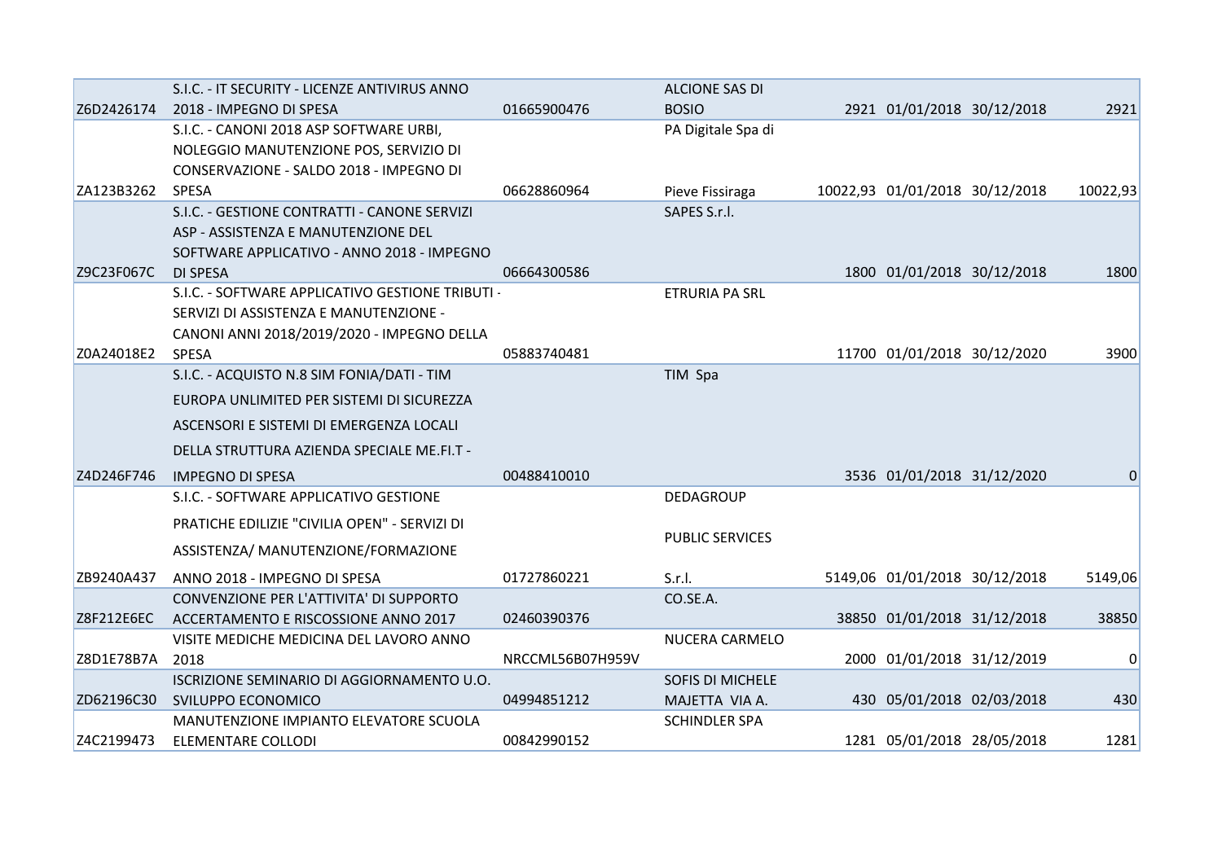| | | | | | | | |
|---|---|---|---|---|---|---|---|
| Z6D2426174 | S.I.C. - IT SECURITY - LICENZE ANTIVIRUS ANNO 2018 - IMPEGNO DI SPESA | 01665900476 | ALCIONE SAS DI BOSIO | 2921 | 01/01/2018 | 30/12/2018 | 2921 |
| ZA123B3262 | S.I.C. - CANONI 2018 ASP SOFTWARE URBI, NOLEGGIO MANUTENZIONE POS, SERVIZIO DI CONSERVAZIONE - SALDO 2018 - IMPEGNO DI SPESA | 06628860964 | PA Digitale Spa di Pieve Fissiraga | 10022,93 | 01/01/2018 | 30/12/2018 | 10022,93 |
| Z9C23F067C | S.I.C. - GESTIONE CONTRATTI - CANONE SERVIZI ASP - ASSISTENZA E MANUTENZIONE DEL SOFTWARE APPLICATIVO - ANNO 2018 - IMPEGNO DI SPESA | 06664300586 | SAPES S.r.l. | 1800 | 01/01/2018 | 30/12/2018 | 1800 |
| Z0A24018E2 | S.I.C. - SOFTWARE APPLICATIVO GESTIONE TRIBUTI - SERVIZI DI ASSISTENZA E MANUTENZIONE - CANONI ANNI 2018/2019/2020 - IMPEGNO DELLA SPESA | 05883740481 | ETRURIA PA SRL | 11700 | 01/01/2018 | 30/12/2020 | 3900 |
| Z4D246F746 | S.I.C. - ACQUISTO N.8 SIM FONIA/DATI - TIM EUROPA UNLIMITED PER SISTEMI DI SICUREZZA ASCENSORI E SISTEMI DI EMERGENZA LOCALI DELLA STRUTTURA AZIENDA SPECIALE ME.FI.T - IMPEGNO DI SPESA | 00488410010 | TIM Spa | 3536 | 01/01/2018 | 31/12/2020 | 0 |
| ZB9240A437 | S.I.C. - SOFTWARE APPLICATIVO GESTIONE PRATICHE EDILIZIE "CIVILIA OPEN" - SERVIZI DI ASSISTENZA/ MANUTENZIONE/FORMAZIONE ANNO 2018 - IMPEGNO DI SPESA | 01727860221 | DEDAGROUP PUBLIC SERVICES S.r.l. | 5149,06 | 01/01/2018 | 30/12/2018 | 5149,06 |
| Z8F212E6EC | CONVENZIONE PER L'ATTIVITA' DI SUPPORTO ACCERTAMENTO E RISCOSSIONE ANNO 2017 | 02460390376 | CO.SE.A. | 38850 | 01/01/2018 | 31/12/2018 | 38850 |
| Z8D1E78B7A | VISITE MEDICHE MEDICINA DEL LAVORO ANNO 2018 | NRCCML56B07H959V | NUCERA CARMELO | 2000 | 01/01/2018 | 31/12/2019 | 0 |
| ZD62196C30 | ISCRIZIONE SEMINARIO DI AGGIORNAMENTO U.O. SVILUPPO ECONOMICO | 04994851212 | SOFIS DI MICHELE MAJETTA VIA A. | 430 | 05/01/2018 | 02/03/2018 | 430 |
| Z4C2199473 | MANUTENZIONE IMPIANTO ELEVATORE SCUOLA ELEMENTARE COLLODI | 00842990152 | SCHINDLER SPA | 1281 | 05/01/2018 | 28/05/2018 | 1281 |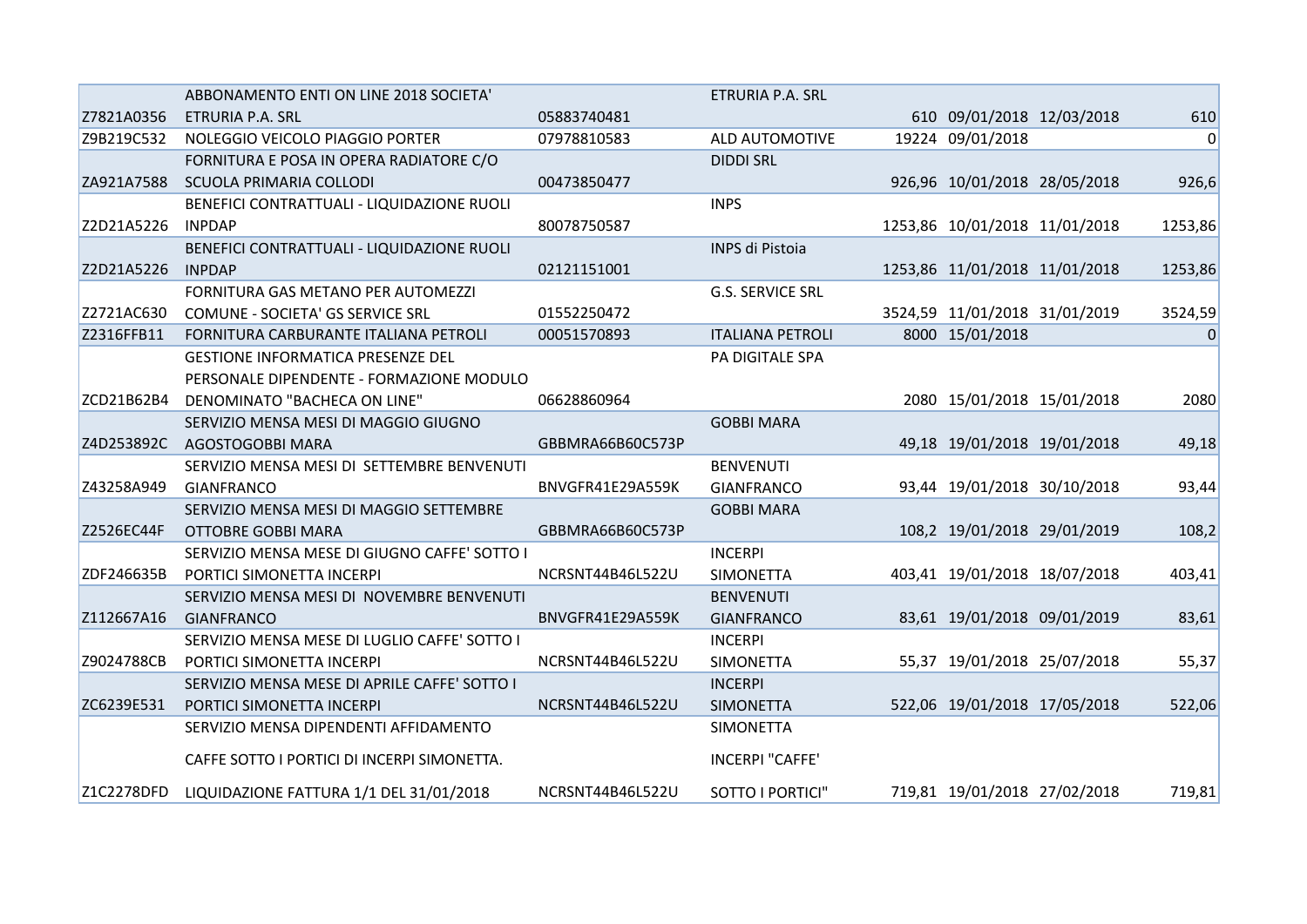| | | | | | | | |
|---|---|---|---|---|---|---|---|
| Z7821A0356 | ABBONAMENTO ENTI ON LINE 2018 SOCIETA' ETRURIA P.A. SRL | 05883740481 | ETRURIA P.A. SRL | 610 | 09/01/2018 | 12/03/2018 | 610 |
| Z9B219C532 | NOLEGGIO VEICOLO PIAGGIO PORTER | 07978810583 | ALD AUTOMOTIVE | 19224 | 09/01/2018 | | 0 |
| ZA921A7588 | FORNITURA E POSA IN OPERA RADIATORE C/O SCUOLA PRIMARIA COLLODI | 00473850477 | DIDDI SRL | 926,96 | 10/01/2018 | 28/05/2018 | 926,6 |
| Z2D21A5226 | BENEFICI CONTRATTUALI - LIQUIDAZIONE RUOLI INPDAP | 80078750587 | INPS | 1253,86 | 10/01/2018 | 11/01/2018 | 1253,86 |
| Z2D21A5226 | BENEFICI CONTRATTUALI - LIQUIDAZIONE RUOLI INPDAP | 02121151001 | INPS di Pistoia | 1253,86 | 11/01/2018 | 11/01/2018 | 1253,86 |
| Z2721AC630 | FORNITURA GAS METANO PER AUTOMEZZI COMUNE - SOCIETA' GS SERVICE SRL | 01552250472 | G.S. SERVICE SRL | 3524,59 | 11/01/2018 | 31/01/2019 | 3524,59 |
| Z2316FFB11 | FORNITURA CARBURANTE ITALIANA PETROLI | 00051570893 | ITALIANA PETROLI | 8000 | 15/01/2018 | | 0 |
| ZCD21B62B4 | GESTIONE INFORMATICA PRESENZE DEL PERSONALE DIPENDENTE - FORMAZIONE MODULO DENOMINATO "BACHECA ON LINE" | 06628860964 | PA DIGITALE SPA | 2080 | 15/01/2018 | 15/01/2018 | 2080 |
| Z4D253892C | SERVIZIO MENSA MESI DI MAGGIO GIUGNO AGOSTOGOBBI MARA | GBBMRA66B60C573P | GOBBI MARA | 49,18 | 19/01/2018 | 19/01/2018 | 49,18 |
| Z43258A949 | SERVIZIO MENSA MESI DI SETTEMBRE BENVENUTI GIANFRANCO | BNVGFR41E29A559K | BENVENUTI GIANFRANCO | 93,44 | 19/01/2018 | 30/10/2018 | 93,44 |
| Z2526EC44F | SERVIZIO MENSA MESI DI MAGGIO SETTEMBRE OTTOBRE GOBBI MARA | GBBMRA66B60C573P | GOBBI MARA | 108,2 | 19/01/2018 | 29/01/2019 | 108,2 |
| ZDF246635B | SERVIZIO MENSA MESE DI GIUGNO CAFFE' SOTTO I PORTICI SIMONETTA INCERPI | NCRSNT44B46L522U | INCERPI SIMONETTA | 403,41 | 19/01/2018 | 18/07/2018 | 403,41 |
| Z112667A16 | SERVIZIO MENSA MESI DI NOVEMBRE BENVENUTI GIANFRANCO | BNVGFR41E29A559K | BENVENUTI GIANFRANCO | 83,61 | 19/01/2018 | 09/01/2019 | 83,61 |
| Z9024788CB | SERVIZIO MENSA MESE DI LUGLIO CAFFE' SOTTO I PORTICI SIMONETTA INCERPI | NCRSNT44B46L522U | INCERPI SIMONETTA | 55,37 | 19/01/2018 | 25/07/2018 | 55,37 |
| ZC6239E531 | SERVIZIO MENSA MESE DI APRILE CAFFE' SOTTO I PORTICI SIMONETTA INCERPI | NCRSNT44B46L522U | INCERPI SIMONETTA | 522,06 | 19/01/2018 | 17/05/2018 | 522,06 |
| Z1C2278DFD | SERVIZIO MENSA DIPENDENTI AFFIDAMENTO CAFFE SOTTO I PORTICI DI INCERPI SIMONETTA. LIQUIDAZIONE FATTURA 1/1 DEL 31/01/2018 | NCRSNT44B46L522U | SIMONETTA INCERPI "CAFFE' SOTTO I PORTICI" | 719,81 | 19/01/2018 | 27/02/2018 | 719,81 |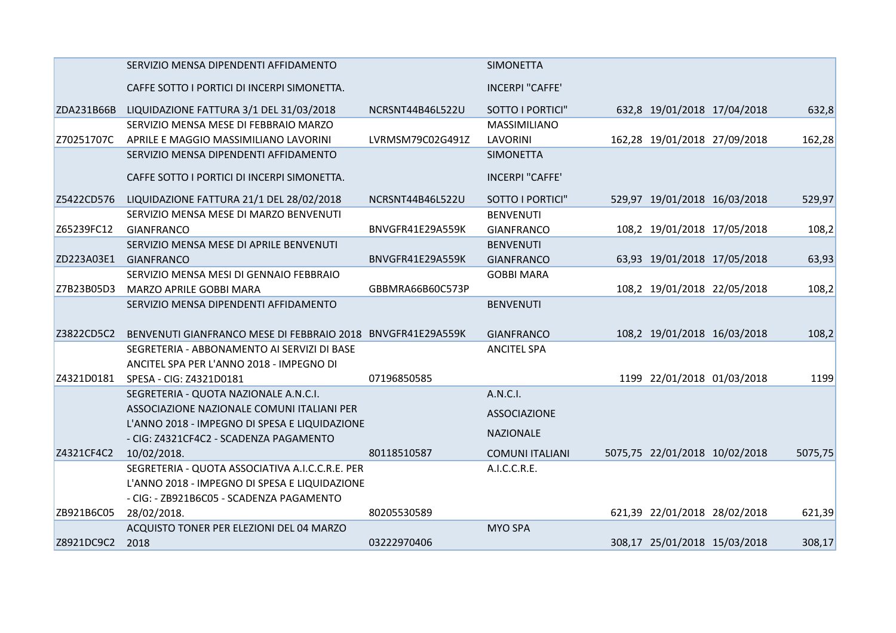| | | | | | | | |
|---|---|---|---|---|---|---|---|
| ZDA231B66B | SERVIZIO MENSA DIPENDENTI AFFIDAMENTO CAFFE SOTTO I PORTICI DI INCERPI SIMONETTA. LIQUIDAZIONE FATTURA 3/1 DEL 31/03/2018 | NCRSNT44B46L522U | SIMONETTA INCERPI "CAFFE' SOTTO I PORTICI" | 632,8 | 19/01/2018 | 17/04/2018 | 632,8 |
| Z70251707C | SERVIZIO MENSA MESE DI FEBBRAIO MARZO APRILE E MAGGIO MASSIMILIANO LAVORINI | LVRMSM79C02G491Z | MASSIMILIANO LAVORINI | 162,28 | 19/01/2018 | 27/09/2018 | 162,28 |
| Z5422CD576 | SERVIZIO MENSA DIPENDENTI AFFIDAMENTO CAFFE SOTTO I PORTICI DI INCERPI SIMONETTA. LIQUIDAZIONE FATTURA 21/1 DEL 28/02/2018 | NCRSNT44B46L522U | SIMONETTA INCERPI "CAFFE' SOTTO I PORTICI" | 529,97 | 19/01/2018 | 16/03/2018 | 529,97 |
| Z65239FC12 | SERVIZIO MENSA MESE DI MARZO BENVENUTI GIANFRANCO | BNVGFR41E29A559K | BENVENUTI GIANFRANCO | 108,2 | 19/01/2018 | 17/05/2018 | 108,2 |
| ZD223A03E1 | SERVIZIO MENSA MESE DI APRILE BENVENUTI GIANFRANCO | BNVGFR41E29A559K | BENVENUTI GIANFRANCO | 63,93 | 19/01/2018 | 17/05/2018 | 63,93 |
| Z7B23B05D3 | SERVIZIO MENSA MESI DI GENNAIO FEBBRAIO MARZO APRILE GOBBI MARA | GBBMRA66B60C573P | GOBBI MARA | 108,2 | 19/01/2018 | 22/05/2018 | 108,2 |
| Z3822CD5C2 | SERVIZIO MENSA DIPENDENTI AFFIDAMENTO BENVENUTI GIANFRANCO MESE DI FEBBRAIO 2018 | BNVGFR41E29A559K | BENVENUTI GIANFRANCO | 108,2 | 19/01/2018 | 16/03/2018 | 108,2 |
| Z4321D0181 | SEGRETERIA - ABBONAMENTO AI SERVIZI DI BASE ANCITEL SPA PER L'ANNO 2018 - IMPEGNO DI SPESA - CIG: Z4321D0181 | 07196850585 | ANCITEL SPA | 1199 | 22/01/2018 | 01/03/2018 | 1199 |
| Z4321CF4C2 | SEGRETERIA - QUOTA NAZIONALE A.N.C.I. ASSOCIAZIONE NAZIONALE COMUNI ITALIANI PER L'ANNO 2018 - IMPEGNO DI SPESA E LIQUIDAZIONE - CIG: Z4321CF4C2 - SCADENZA PAGAMENTO 10/02/2018. | 80118510587 | A.N.C.I. ASSOCIAZIONE NAZIONALE COMUNI ITALIANI | 5075,75 | 22/01/2018 | 10/02/2018 | 5075,75 |
| ZB921B6C05 | SEGRETERIA - QUOTA ASSOCIATIVA A.I.C.C.R.E. PER L'ANNO 2018 - IMPEGNO DI SPESA E LIQUIDAZIONE - CIG: - ZB921B6C05 - SCADENZA PAGAMENTO 28/02/2018. | 80205530589 | A.I.C.C.R.E. | 621,39 | 22/01/2018 | 28/02/2018 | 621,39 |
| Z8921DC9C2 | ACQUISTO TONER PER ELEZIONI DEL 04 MARZO 2018 | 03222970406 | MYO SPA | 308,17 | 25/01/2018 | 15/03/2018 | 308,17 |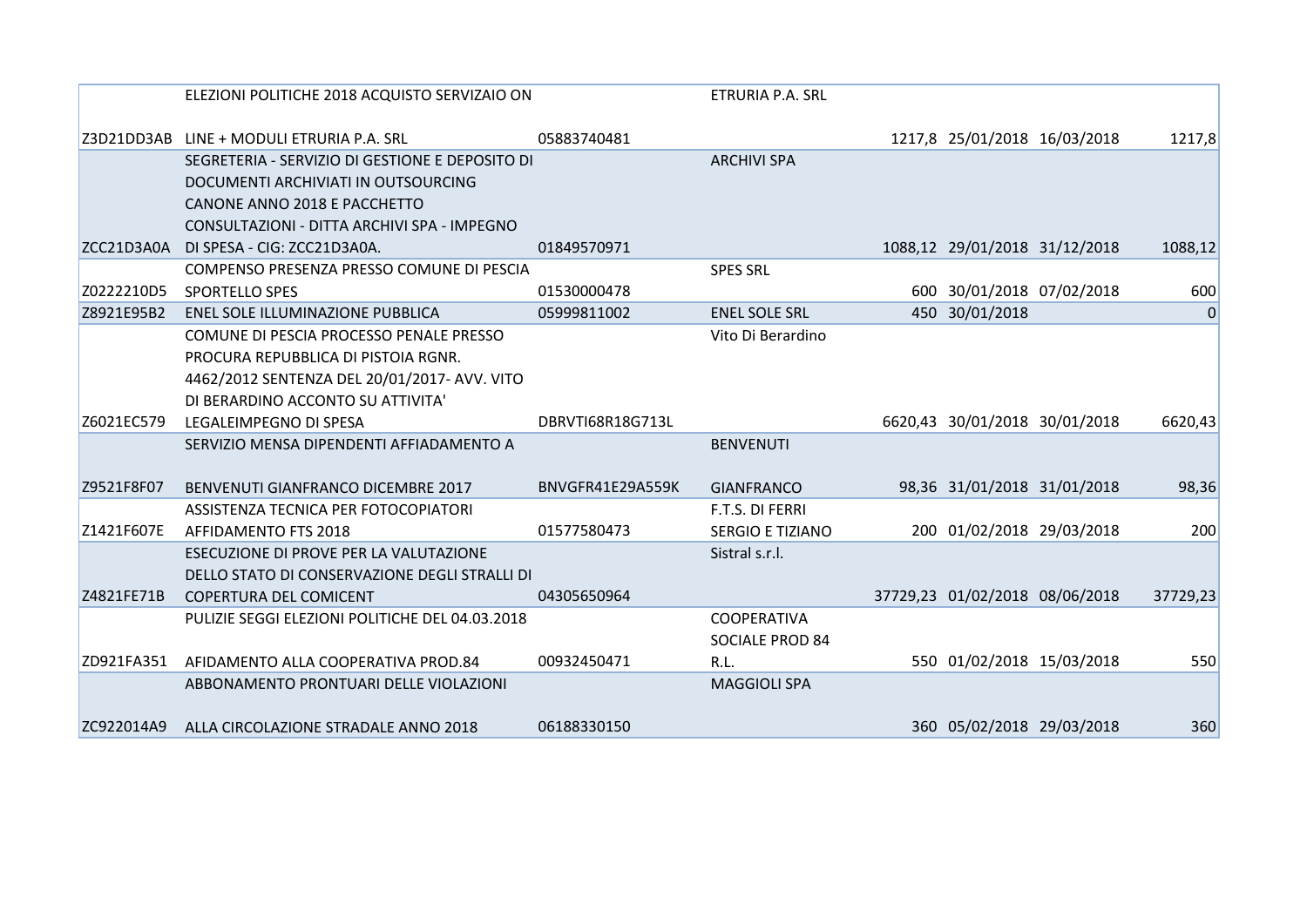| | | | | | | | |
|---|---|---|---|---|---|---|---|
| Z3D21DD3AB | ELEZIONI POLITICHE 2018 ACQUISTO SERVIZAIO ON LINE + MODULI ETRURIA P.A. SRL | 05883740481 | ETRURIA P.A. SRL | 1217,8 | 25/01/2018 | 16/03/2018 | 1217,8 |
| ZCC21D3A0A | SEGRETERIA - SERVIZIO DI GESTIONE E DEPOSITO DI DOCUMENTI ARCHIVIATI IN OUTSOURCING CANONE ANNO 2018 E PACCHETTO CONSULTAZIONI - DITTA ARCHIVI SPA - IMPEGNO DI SPESA - CIG: ZCC21D3A0A. | 01849570971 | ARCHIVI SPA | 1088,12 | 29/01/2018 | 31/12/2018 | 1088,12 |
| Z0222210D5 | COMPENSO PRESENZA PRESSO COMUNE DI PESCIA SPORTELLO SPES | 01530000478 | SPES SRL | 600 | 30/01/2018 | 07/02/2018 | 600 |
| Z8921E95B2 | ENEL SOLE ILLUMINAZIONE PUBBLICA | 05999811002 | ENEL SOLE SRL | 450 | 30/01/2018 | | 0 |
| Z6021EC579 | COMUNE DI PESCIA PROCESSO PENALE PRESSO PROCURA REPUBBLICA DI PISTOIA RGNR. 4462/2012 SENTENZA DEL 20/01/2017- AVV. VITO DI BERARDINO ACCONTO SU ATTIVITA' LEGALEIMPEGNO DI SPESA | DBRVTI68R18G713L | Vito Di Berardino | 6620,43 | 30/01/2018 | 30/01/2018 | 6620,43 |
| Z9521F8F07 | SERVIZIO MENSA DIPENDENTI AFFIADAMENTO A BENVENUTI GIANFRANCO DICEMBRE 2017 | BNVGFR41E29A559K | BENVENUTI GIANFRANCO | 98,36 | 31/01/2018 | 31/01/2018 | 98,36 |
| Z1421F607E | ASSISTENZA TECNICA PER FOTOCOPIATORI AFFIDAMENTO FTS 2018 | 01577580473 | F.T.S. DI FERRI SERGIO E TIZIANO | 200 | 01/02/2018 | 29/03/2018 | 200 |
| Z4821FE71B | ESECUZIONE DI PROVE PER LA VALUTAZIONE DELLO STATO DI CONSERVAZIONE DEGLI STRALLI DI COPERTURA DEL COMICENT | 04305650964 | Sistral s.r.l. | 37729,23 | 01/02/2018 | 08/06/2018 | 37729,23 |
| ZD921FA351 | PULIZIE SEGGI ELEZIONI POLITICHE DEL 04.03.2018 AFIDAMENTO ALLA COOPERATIVA PROD.84 | 00932450471 | COOPERATIVA SOCIALE PROD 84 R.L. | 550 | 01/02/2018 | 15/03/2018 | 550 |
| ZC922014A9 | ABBONAMENTO PRONTUARI DELLE VIOLAZIONI ALLA CIRCOLAZIONE STRADALE ANNO 2018 | 06188330150 | MAGGIOLI SPA | 360 | 05/02/2018 | 29/03/2018 | 360 |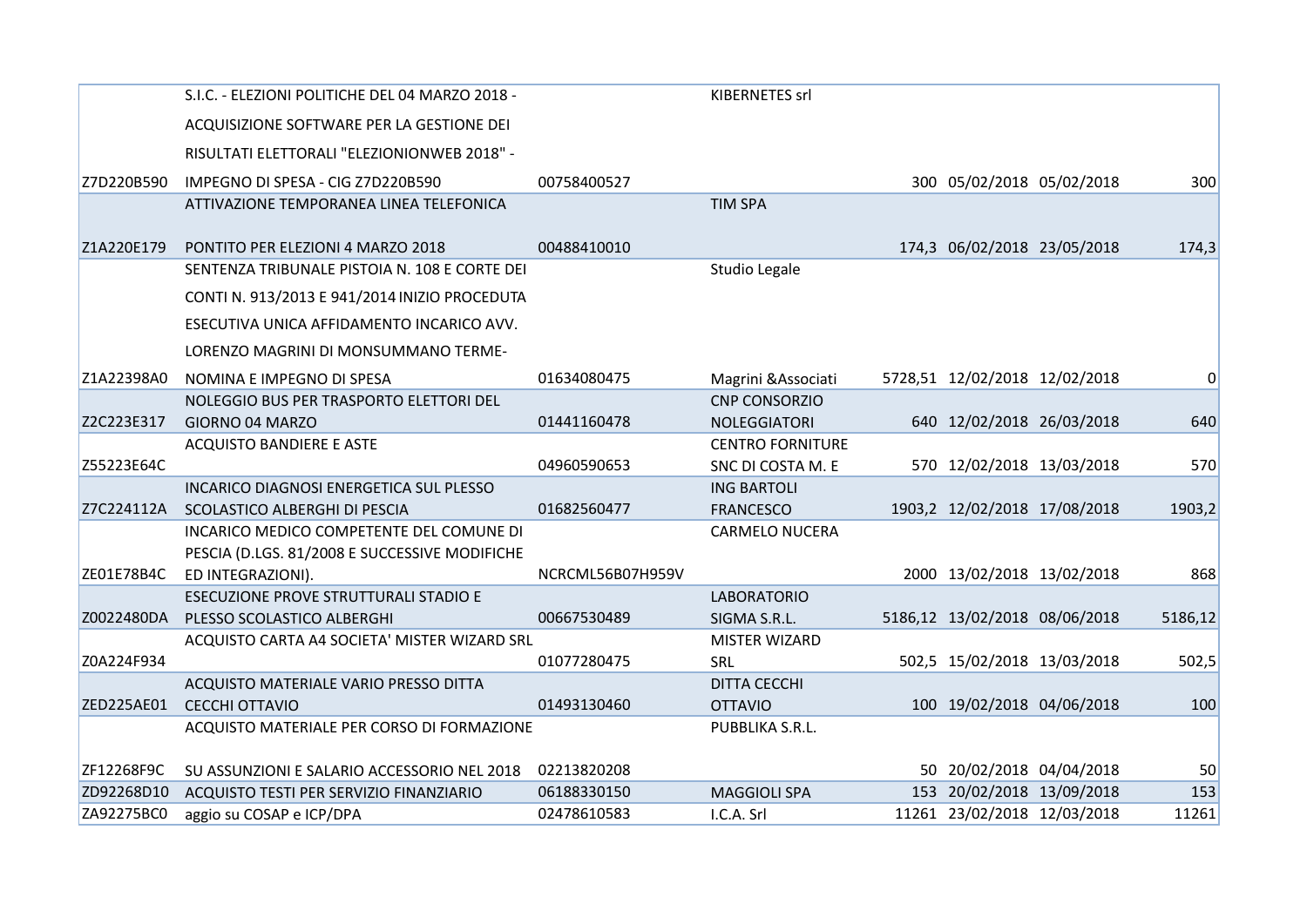| | | | | | | | |
|---|---|---|---|---|---|---|---|
| Z7D220B590 | S.I.C. - ELEZIONI POLITICHE DEL 04 MARZO 2018 - ACQUISIZIONE SOFTWARE PER LA GESTIONE DEI RISULTATI ELETTORALI "ELEZIONIONWEB 2018" - IMPEGNO DI SPESA - CIG Z7D220B590 | 00758400527 | KIBERNETES srl | 300 | 05/02/2018 | 05/02/2018 | 300 |
| Z1A220E179 | ATTIVAZIONE TEMPORANEA LINEA TELEFONICA PONTITO PER ELEZIONI 4 MARZO 2018 | 00488410010 | TIM SPA | 174,3 | 06/02/2018 | 23/05/2018 | 174,3 |
| Z1A22398A0 | SENTENZA TRIBUNALE PISTOIA N. 108 E CORTE DEI CONTI N. 913/2013 E 941/2014 INIZIO PROCEDUTA ESECUTIVA UNICA AFFIDAMENTO INCARICO AVV. LORENZO MAGRINI DI MONSUMMANO TERME- NOMINA E IMPEGNO DI SPESA | 01634080475 | Studio Legale Magrini &Associati | 5728,51 | 12/02/2018 | 12/02/2018 | 0 |
| Z2C223E317 | NOLEGGIO BUS PER TRASPORTO ELETTORI DEL GIORNO 04 MARZO | 01441160478 | CNP CONSORZIO NOLEGGIATORI | 640 | 12/02/2018 | 26/03/2018 | 640 |
| Z55223E64C | ACQUISTO BANDIERE E ASTE | 04960590653 | CENTRO FORNITURE SNC DI COSTA M. E | 570 | 12/02/2018 | 13/03/2018 | 570 |
| Z7C224112A | INCARICO DIAGNOSI ENERGETICA SUL PLESSO SCOLASTICO ALBERGHI DI PESCIA | 01682560477 | ING BARTOLI FRANCESCO | 1903,2 | 12/02/2018 | 17/08/2018 | 1903,2 |
| ZE01E78B4C | INCARICO MEDICO COMPETENTE DEL COMUNE DI PESCIA (D.LGS. 81/2008 E SUCCESSIVE MODIFICHE ED INTEGRAZIONI). | NCRCML56B07H959V | CARMELO NUCERA | 2000 | 13/02/2018 | 13/02/2018 | 868 |
| Z0022480DA | ESECUZIONE PROVE STRUTTURALI STADIO E PLESSO SCOLASTICO ALBERGHI | 00667530489 | LABORATORIO SIGMA S.R.L. | 5186,12 | 13/02/2018 | 08/06/2018 | 5186,12 |
| Z0A224F934 | ACQUISTO CARTA A4 SOCIETA' MISTER WIZARD SRL | 01077280475 | MISTER WIZARD SRL | 502,5 | 15/02/2018 | 13/03/2018 | 502,5 |
| ZED225AE01 | ACQUISTO MATERIALE VARIO PRESSO DITTA CECCHI OTTAVIO | 01493130460 | DITTA CECCHI OTTAVIO | 100 | 19/02/2018 | 04/06/2018 | 100 |
| ZF12268F9C | ACQUISTO MATERIALE PER CORSO DI FORMAZIONE SU ASSUNZIONI E SALARIO ACCESSORIO NEL 2018 | 02213820208 | PUBBLIKA S.R.L. | 50 | 20/02/2018 | 04/04/2018 | 50 |
| ZD92268D10 | ACQUISTO TESTI PER SERVIZIO FINANZIARIO | 06188330150 | MAGGIOLI SPA | 153 | 20/02/2018 | 13/09/2018 | 153 |
| ZA92275BC0 | aggio su COSAP e ICP/DPA | 02478610583 | I.C.A. Srl | 11261 | 23/02/2018 | 12/03/2018 | 11261 |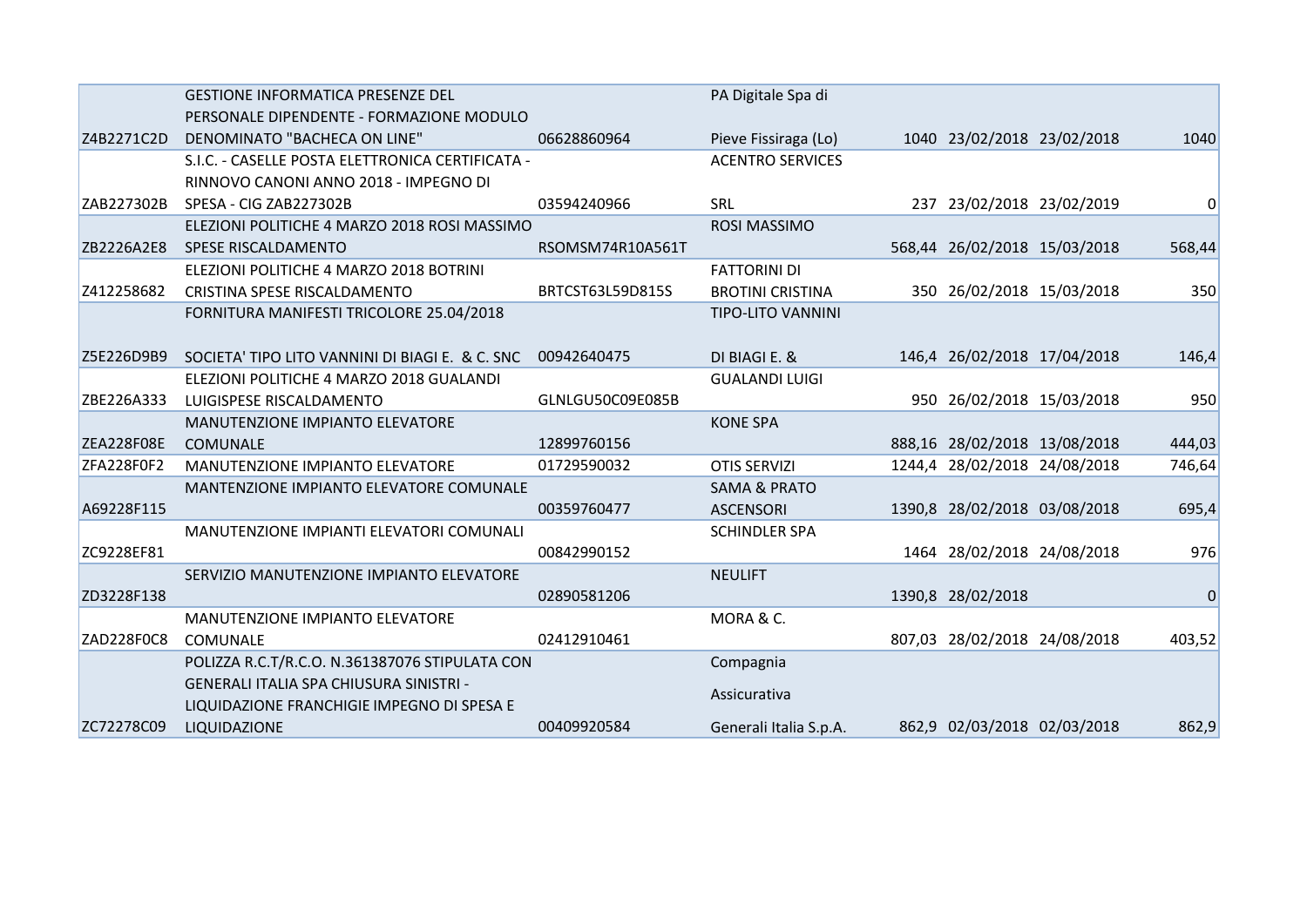| | | | | | | | |
|---|---|---|---|---|---|---|---|
| Z4B2271C2D | GESTIONE INFORMATICA PRESENZE DEL PERSONALE DIPENDENTE - FORMAZIONE MODULO DENOMINATO "BACHECA ON LINE" | 06628860964 | PA Digitale Spa di Pieve Fissiraga (Lo) | 1040 | 23/02/2018 | 23/02/2018 | 1040 |
| ZAB227302B | S.I.C. - CASELLE POSTA ELETTRONICA CERTIFICATA - RINNOVO CANONI ANNO 2018 - IMPEGNO DI SPESA - CIG ZAB227302B | 03594240966 | ACENTRO SERVICES SRL | 237 | 23/02/2018 | 23/02/2019 | 0 |
| ZB2226A2E8 | ELEZIONI POLITICHE 4 MARZO 2018 ROSI MASSIMO SPESE RISCALDAMENTO | RSOMSM74R10A561T | ROSI MASSIMO | 568,44 | 26/02/2018 | 15/03/2018 | 568,44 |
| Z412258682 | ELEZIONI POLITICHE 4 MARZO 2018 BOTRINI CRISTINA SPESE RISCALDAMENTO | BRTCST63L59D815S | FATTORINI DI BROTINI CRISTINA | 350 | 26/02/2018 | 15/03/2018 | 350 |
| Z5E226D9B9 | FORNITURA MANIFESTI TRICOLORE 25.04/2018 SOCIETA' TIPO LITO VANNINI DI BIAGI E. & C. SNC | 00942640475 | TIPO-LITO VANNINI DI BIAGI E. & | 146,4 | 26/02/2018 | 17/04/2018 | 146,4 |
| ZBE226A333 | ELEZIONI POLITICHE 4 MARZO 2018 GUALANDI LUIGISPESE RISCALDAMENTO | GLNLGU50C09E085B | GUALANDI LUIGI | 950 | 26/02/2018 | 15/03/2018 | 950 |
| ZEA228F08E | MANUTENZIONE IMPIANTO ELEVATORE COMUNALE | 12899760156 | KONE SPA | 888,16 | 28/02/2018 | 13/08/2018 | 444,03 |
| ZFA228F0F2 | MANUTENZIONE IMPIANTO ELEVATORE | 01729590032 | OTIS SERVIZI | 1244,4 | 28/02/2018 | 24/08/2018 | 746,64 |
| A69228F115 | MANTENZIONE IMPIANTO ELEVATORE COMUNALE | 00359760477 | SAMA & PRATO ASCENSORI | 1390,8 | 28/02/2018 | 03/08/2018 | 695,4 |
| ZC9228EF81 | MANUTENZIONE IMPIANTI ELEVATORI COMUNALI | 00842990152 | SCHINDLER SPA | 1464 | 28/02/2018 | 24/08/2018 | 976 |
| ZD3228F138 | SERVIZIO MANUTENZIONE IMPIANTO ELEVATORE | 02890581206 | NEULIFT | 1390,8 | 28/02/2018 | | 0 |
| ZAD228F0C8 | MANUTENZIONE IMPIANTO ELEVATORE COMUNALE | 02412910461 | MORA & C. | 807,03 | 28/02/2018 | 24/08/2018 | 403,52 |
| ZC72278C09 | POLIZZA R.C.T/R.C.O. N.361387076 STIPULATA CON GENERALI ITALIA SPA CHIUSURA SINISTRI - LIQUIDAZIONE FRANCHIGIE IMPEGNO DI SPESA E LIQUIDAZIONE | 00409920584 | Compagnia Assicurativa Generali Italia S.p.A. | 862,9 | 02/03/2018 | 02/03/2018 | 862,9 |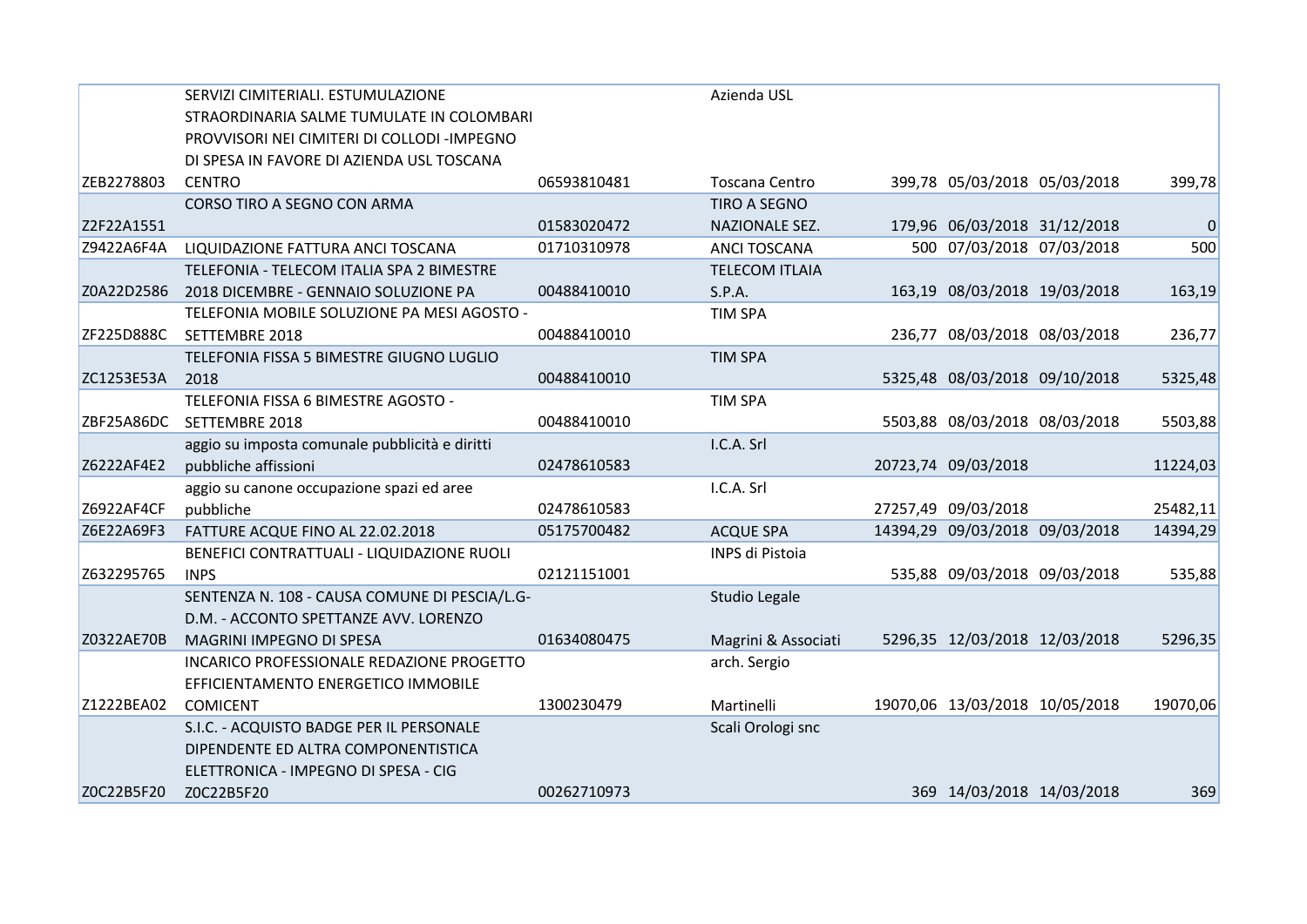| | | | | | | | |
|---|---|---|---|---|---|---|---|
| ZEB2278803 | SERVIZI CIMITERIALI. ESTUMULAZIONE STRAORDINARIA SALME TUMULATE IN COLOMBARI PROVVISORI NEI CIMITERI DI COLLODI -IMPEGNO DI SPESA IN FAVORE DI AZIENDA USL TOSCANA CENTRO | 06593810481 | Azienda USL Toscana Centro | 399,78 | 05/03/2018 | 05/03/2018 | 399,78 |
| Z2F22A1551 | CORSO TIRO A SEGNO CON ARMA | 01583020472 | TIRO A SEGNO NAZIONALE SEZ. | 179,96 | 06/03/2018 | 31/12/2018 | 0 |
| Z9422A6F4A | LIQUIDAZIONE FATTURA ANCI TOSCANA | 01710310978 | ANCI TOSCANA | 500 | 07/03/2018 | 07/03/2018 | 500 |
| Z0A22D2586 | TELEFONIA - TELECOM ITALIA SPA 2 BIMESTRE 2018 DICEMBRE - GENNAIO SOLUZIONE PA | 00488410010 | TELECOM ITLAIA S.P.A. | 163,19 | 08/03/2018 | 19/03/2018 | 163,19 |
| ZF225D888C | TELEFONIA MOBILE SOLUZIONE PA MESI AGOSTO - SETTEMBRE 2018 | 00488410010 | TIM SPA | 236,77 | 08/03/2018 | 08/03/2018 | 236,77 |
| ZC1253E53A | TELEFONIA FISSA 5 BIMESTRE GIUGNO LUGLIO 2018 | 00488410010 | TIM SPA | 5325,48 | 08/03/2018 | 09/10/2018 | 5325,48 |
| ZBF25A86DC | TELEFONIA FISSA 6 BIMESTRE AGOSTO - SETTEMBRE 2018 | 00488410010 | TIM SPA | 5503,88 | 08/03/2018 | 08/03/2018 | 5503,88 |
| Z6222AF4E2 | aggio su imposta comunale pubblicità e diritti pubbliche affissioni | 02478610583 | I.C.A. Srl | 20723,74 | 09/03/2018 | | 11224,03 |
| Z6922AF4CF | aggio su canone occupazione spazi ed aree pubbliche | 02478610583 | I.C.A. Srl | 27257,49 | 09/03/2018 | | 25482,11 |
| Z6E22A69F3 | FATTURE ACQUE FINO AL 22.02.2018 | 05175700482 | ACQUE SPA | 14394,29 | 09/03/2018 | 09/03/2018 | 14394,29 |
| Z632295765 | BENEFICI CONTRATTUALI - LIQUIDAZIONE RUOLI INPS | 02121151001 | INPS di Pistoia | 535,88 | 09/03/2018 | 09/03/2018 | 535,88 |
| Z0322AE70B | SENTENZA N. 108 - CAUSA COMUNE DI PESCIA/L.G-D.M. - ACCONTO SPETTANZE AVV. LORENZO MAGRINI IMPEGNO DI SPESA | 01634080475 | Studio Legale Magrini & Associati | 5296,35 | 12/03/2018 | 12/03/2018 | 5296,35 |
| Z1222BEA02 | INCARICO PROFESSIONALE REDAZIONE PROGETTO EFFICIENTAMENTO ENERGETICO IMMOBILE COMICENT | 1300230479 | arch. Sergio Martinelli | 19070,06 | 13/03/2018 | 10/05/2018 | 19070,06 |
| Z0C22B5F20 | S.I.C. - ACQUISTO BADGE PER IL PERSONALE DIPENDENTE ED ALTRA COMPONENTISTICA ELETTRONICA - IMPEGNO DI SPESA - CIG Z0C22B5F20 | 00262710973 | Scali Orologi snc | 369 | 14/03/2018 | 14/03/2018 | 369 |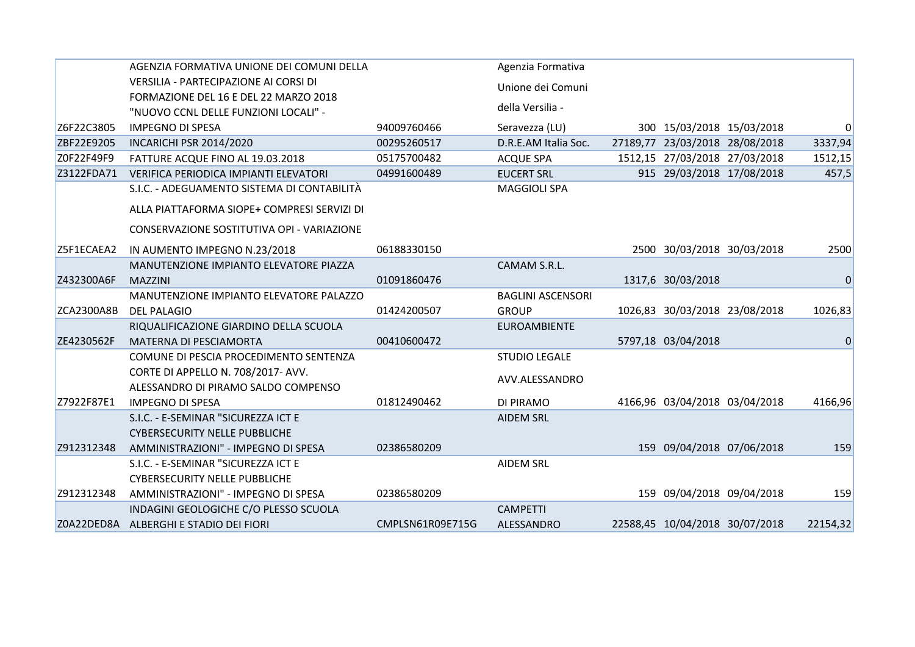| | | | | | | | |
|---|---|---|---|---|---|---|---|
| Z6F22C3805 | AGENZIA FORMATIVA UNIONE DEI COMUNI DELLA VERSILIA - PARTECIPAZIONE AI CORSI DI FORMAZIONE DEL 16 E DEL 22 MARZO 2018 "NUOVO CCNL DELLE FUNZIONI LOCALI" - IMPEGNO DI SPESA | 94009760466 | Agenzia Formativa Unione dei Comuni della Versilia - Seravezza (LU) | 300 | 15/03/2018 | 15/03/2018 | 0 |
| ZBF22E9205 | INCARICHI PSR 2014/2020 | 00295260517 | D.R.E.AM Italia Soc. | 27189,77 | 23/03/2018 | 28/08/2018 | 3337,94 |
| Z0F22F49F9 | FATTURE ACQUE FINO AL 19.03.2018 | 05175700482 | ACQUE SPA | 1512,15 | 27/03/2018 | 27/03/2018 | 1512,15 |
| Z3122FDA71 | VERIFICA PERIODICA IMPIANTI ELEVATORI | 04991600489 | EUCERT SRL | 915 | 29/03/2018 | 17/08/2018 | 457,5 |
| Z5F1ECAEA2 | S.I.C. - ADEGUAMENTO SISTEMA DI CONTABILITÀ ALLA PIATTAFORMA SIOPE+ COMPRESI SERVIZI DI CONSERVAZIONE SOSTITUTIVA OPI - VARIAZIONE IN AUMENTO IMPEGNO N.23/2018 | 06188330150 | MAGGIOLI SPA | 2500 | 30/03/2018 | 30/03/2018 | 2500 |
| Z432300A6F | MANUTENZIONE IMPIANTO ELEVATORE PIAZZA MAZZINI | 01091860476 | CAMAM S.R.L. | 1317,6 | 30/03/2018 | | 0 |
| ZCA2300A8B | MANUTENZIONE IMPIANTO ELEVATORE PALAZZO DEL PALAGIO | 01424200507 | BAGLINI ASCENSORI GROUP | 1026,83 | 30/03/2018 | 23/08/2018 | 1026,83 |
| ZE4230562F | RIQUALIFICAZIONE GIARDINO DELLA SCUOLA MATERNA DI PESCIAMORTA | 00410600472 | EUROAMBIENTE | 5797,18 | 03/04/2018 | | 0 |
| Z7922F87E1 | COMUNE DI PESCIA PROCEDIMENTO SENTENZA CORTE DI APPELLO N. 708/2017- AVV. ALESSANDRO DI PIRAMO SALDO COMPENSO IMPEGNO DI SPESA | 01812490462 | STUDIO LEGALE AVV.ALESSANDRO DI PIRAMO | 4166,96 | 03/04/2018 | 03/04/2018 | 4166,96 |
| Z912312348 | S.I.C. - E-SEMINAR "SICUREZZA ICT E CYBERSECURITY NELLE PUBBLICHE AMMINISTRAZIONI" - IMPEGNO DI SPESA | 02386580209 | AIDEM SRL | 159 | 09/04/2018 | 07/06/2018 | 159 |
| Z912312348 | S.I.C. - E-SEMINAR "SICUREZZA ICT E CYBERSECURITY NELLE PUBBLICHE AMMINISTRAZIONI" - IMPEGNO DI SPESA | 02386580209 | AIDEM SRL | 159 | 09/04/2018 | 09/04/2018 | 159 |
| Z0A22DED8A | INDAGINI GEOLOGICHE C/O PLESSO SCUOLA ALBERGHI E STADIO DEI FIORI | CMPLSN61R09E715G | CAMPETTI ALESSANDRO | 22588,45 | 10/04/2018 | 30/07/2018 | 22154,32 |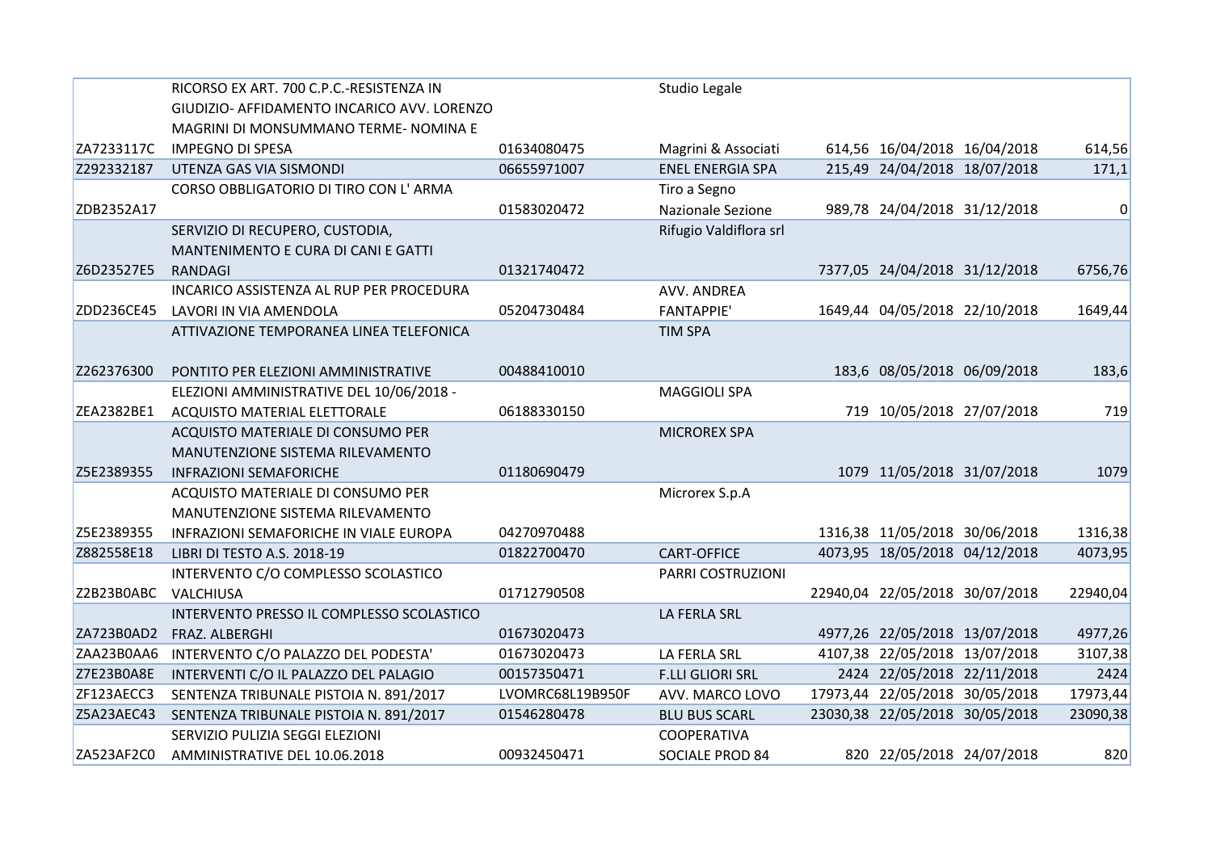| | | | | | | | |
|---|---|---|---|---|---|---|---|
| ZA7233117C | RICORSO EX ART. 700 C.P.C.-RESISTENZA IN GIUDIZIO- AFFIDAMENTO INCARICO AVV. LORENZO MAGRINI DI MONSUMMANO TERME- NOMINA E IMPEGNO DI SPESA | 01634080475 | Studio Legale Magrini & Associati | 614,56 | 16/04/2018 | 16/04/2018 | 614,56 |
| Z292332187 | UTENZA GAS VIA SISMONDI | 06655971007 | ENEL ENERGIA SPA | 215,49 | 24/04/2018 | 18/07/2018 | 171,1 |
| ZDB2352A17 | CORSO OBBLIGATORIO DI TIRO CON L' ARMA | 01583020472 | Tiro a Segno Nazionale Sezione | 989,78 | 24/04/2018 | 31/12/2018 | 0 |
| Z6D23527E5 | SERVIZIO DI RECUPERO, CUSTODIA, MANTENIMENTO E CURA DI CANI E GATTI RANDAGI | 01321740472 | Rifugio Valdiflora srl | 7377,05 | 24/04/2018 | 31/12/2018 | 6756,76 |
| ZDD236CE45 | INCARICO ASSISTENZA AL RUP PER PROCEDURA LAVORI IN VIA AMENDOLA | 05204730484 | AVV. ANDREA FANTAPPIE' | 1649,44 | 04/05/2018 | 22/10/2018 | 1649,44 |
| Z262376300 | ATTIVAZIONE TEMPORANEA LINEA TELEFONICA PONTITO PER ELEZIONI AMMINISTRATIVE | 00488410010 | TIM SPA | 183,6 | 08/05/2018 | 06/09/2018 | 183,6 |
| ZEA2382BE1 | ELEZIONI AMMINISTRATIVE DEL 10/06/2018 - ACQUISTO MATERIAL ELETTORALE | 06188330150 | MAGGIOLI SPA | 719 | 10/05/2018 | 27/07/2018 | 719 |
| Z5E2389355 | ACQUISTO MATERIALE DI CONSUMO PER MANUTENZIONE SISTEMA RILEVAMENTO INFRAZIONI SEMAFORICHE | 01180690479 | MICROREX SPA | 1079 | 11/05/2018 | 31/07/2018 | 1079 |
| Z5E2389355 | ACQUISTO MATERIALE DI CONSUMO PER MANUTENZIONE SISTEMA RILEVAMENTO INFRAZIONI SEMAFORICHE IN VIALE EUROPA | 04270970488 | Microrex S.p.A | 1316,38 | 11/05/2018 | 30/06/2018 | 1316,38 |
| Z882558E18 | LIBRI DI TESTO A.S. 2018-19 | 01822700470 | CART-OFFICE | 4073,95 | 18/05/2018 | 04/12/2018 | 4073,95 |
| Z2B23B0ABC | INTERVENTO C/O COMPLESSO SCOLASTICO VALCHIUSA | 01712790508 | PARRI COSTRUZIONI | 22940,04 | 22/05/2018 | 30/07/2018 | 22940,04 |
| ZA723B0AD2 | INTERVENTO PRESSO IL COMPLESSO SCOLASTICO FRAZ. ALBERGHI | 01673020473 | LA FERLA SRL | 4977,26 | 22/05/2018 | 13/07/2018 | 4977,26 |
| ZAA23B0AA6 | INTERVENTO C/O PALAZZO DEL PODESTA' | 01673020473 | LA FERLA SRL | 4107,38 | 22/05/2018 | 13/07/2018 | 3107,38 |
| Z7E23B0A8E | INTERVENTI C/O IL PALAZZO DEL PALAGIO | 00157350471 | F.LLI GLIORI SRL | 2424 | 22/05/2018 | 22/11/2018 | 2424 |
| ZF123AECC3 | SENTENZA TRIBUNALE PISTOIA N. 891/2017 | LVOMRC68L19B950F | AVV. MARCO LOVO | 17973,44 | 22/05/2018 | 30/05/2018 | 17973,44 |
| Z5A23AEC43 | SENTENZA TRIBUNALE PISTOIA N. 891/2017 | 01546280478 | BLU BUS SCARL | 23030,38 | 22/05/2018 | 30/05/2018 | 23090,38 |
| ZA523AF2C0 | SERVIZIO PULIZIA SEGGI ELEZIONI AMMINISTRATIVE DEL 10.06.2018 | 00932450471 | COOPERATIVA SOCIALE PROD 84 | 820 | 22/05/2018 | 24/07/2018 | 820 |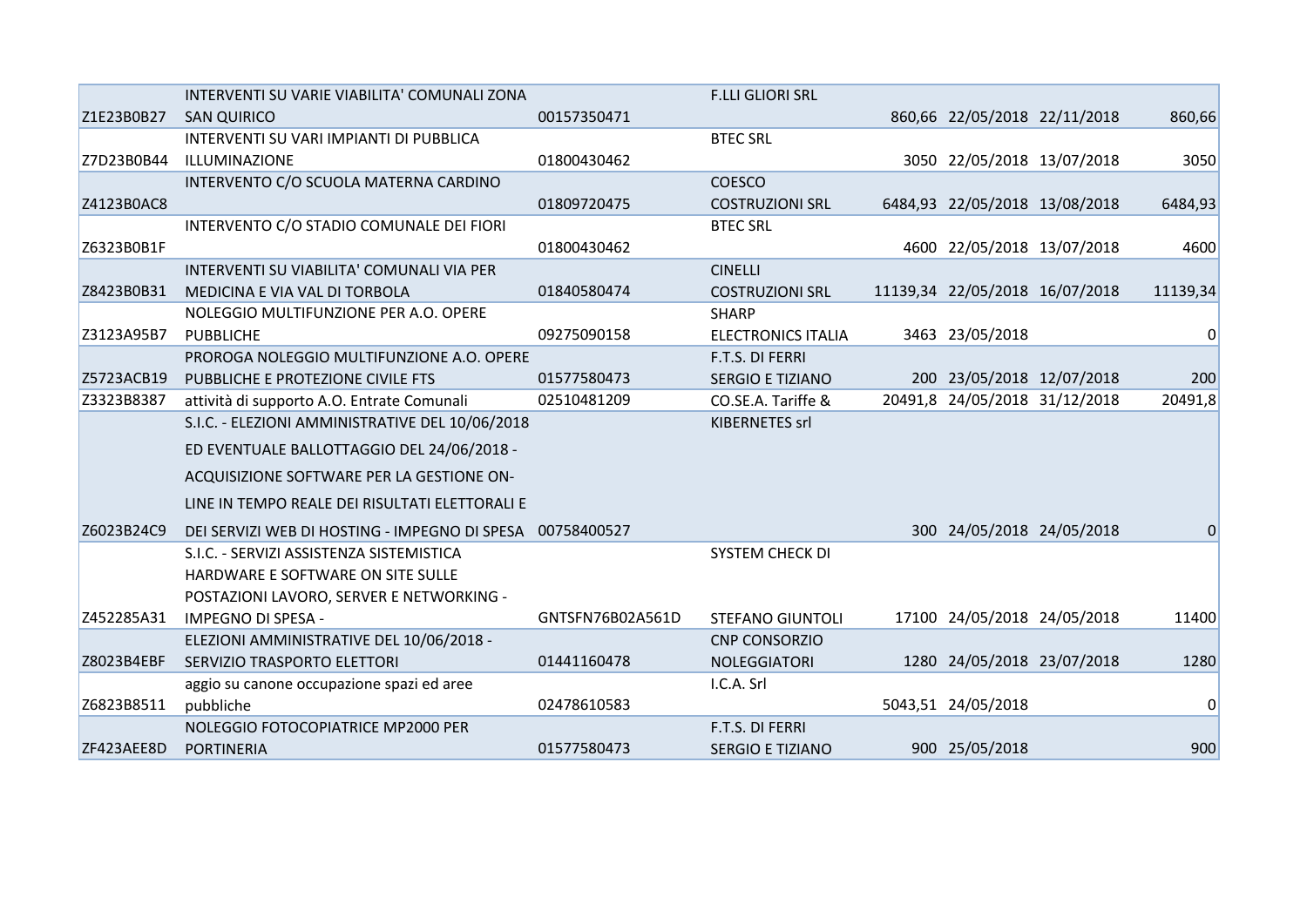| | | | | | | | |
|---|---|---|---|---|---|---|---|
| Z1E23B0B27 | INTERVENTI SU VARIE VIABILITA' COMUNALI ZONA SAN QUIRICO | 00157350471 | F.LLI GLIORI SRL | 860,66 | 22/05/2018 | 22/11/2018 | 860,66 |
| Z7D23B0B44 | INTERVENTI SU VARI IMPIANTI DI PUBBLICA ILLUMINAZIONE | 01800430462 | BTEC SRL | 3050 | 22/05/2018 | 13/07/2018 | 3050 |
| Z4123B0AC8 | INTERVENTO C/O SCUOLA MATERNA CARDINO | 01809720475 | COESCO COSTRUZIONI SRL | 6484,93 | 22/05/2018 | 13/08/2018 | 6484,93 |
| Z6323B0B1F | INTERVENTO C/O STADIO COMUNALE DEI FIORI | 01800430462 | BTEC SRL | 4600 | 22/05/2018 | 13/07/2018 | 4600 |
| Z8423B0B31 | INTERVENTI SU VIABILITA' COMUNALI VIA PER MEDICINA E VIA VAL DI TORBOLA | 01840580474 | CINELLI COSTRUZIONI SRL | 11139,34 | 22/05/2018 | 16/07/2018 | 11139,34 |
| Z3123A95B7 | NOLEGGIO MULTIFUNZIONE PER A.O. OPERE PUBBLICHE | 09275090158 | SHARP ELECTRONICS ITALIA | 3463 | 23/05/2018 | | 0 |
| Z5723ACB19 | PROROGA NOLEGGIO MULTIFUNZIONE A.O. OPERE PUBBLICHE E PROTEZIONE CIVILE FTS | 01577580473 | F.T.S. DI FERRI SERGIO E TIZIANO | 200 | 23/05/2018 | 12/07/2018 | 200 |
| Z3323B8387 | attività di supporto A.O. Entrate Comunali | 02510481209 | CO.SE.A. Tariffe & | 20491,8 | 24/05/2018 | 31/12/2018 | 20491,8 |
| Z6023B24C9 | S.I.C. - ELEZIONI AMMINISTRATIVE DEL 10/06/2018 ED EVENTUALE BALLOTTAGGIO DEL 24/06/2018 - ACQUISIZIONE SOFTWARE PER LA GESTIONE ON-LINE IN TEMPO REALE DEI RISULTATI ELETTORALI E DEI SERVIZI WEB DI HOSTING - IMPEGNO DI SPESA | 00758400527 | KIBERNETES srl | 300 | 24/05/2018 | 24/05/2018 | 0 |
| Z452285A31 | S.I.C. - SERVIZI ASSISTENZA SISTEMISTICA HARDWARE E SOFTWARE ON SITE SULLE POSTAZIONI LAVORO, SERVER E NETWORKING - IMPEGNO DI SPESA - | GNTSFN76B02A561D | SYSTEM CHECK DI STEFANO GIUNTOLI | 17100 | 24/05/2018 | 24/05/2018 | 11400 |
| Z8023B4EBF | ELEZIONI AMMINISTRATIVE DEL 10/06/2018 - SERVIZIO TRASPORTO ELETTORI | 01441160478 | CNP CONSORZIO NOLEGGIATORI | 1280 | 24/05/2018 | 23/07/2018 | 1280 |
| Z6823B8511 | aggio su canone occupazione spazi ed aree pubbliche | 02478610583 | I.C.A. Srl | 5043,51 | 24/05/2018 | | 0 |
| ZF423AEE8D | NOLEGGIO FOTOCOPIATRICE MP2000 PER PORTINERIA | 01577580473 | F.T.S. DI FERRI SERGIO E TIZIANO | 900 | 25/05/2018 | | 900 |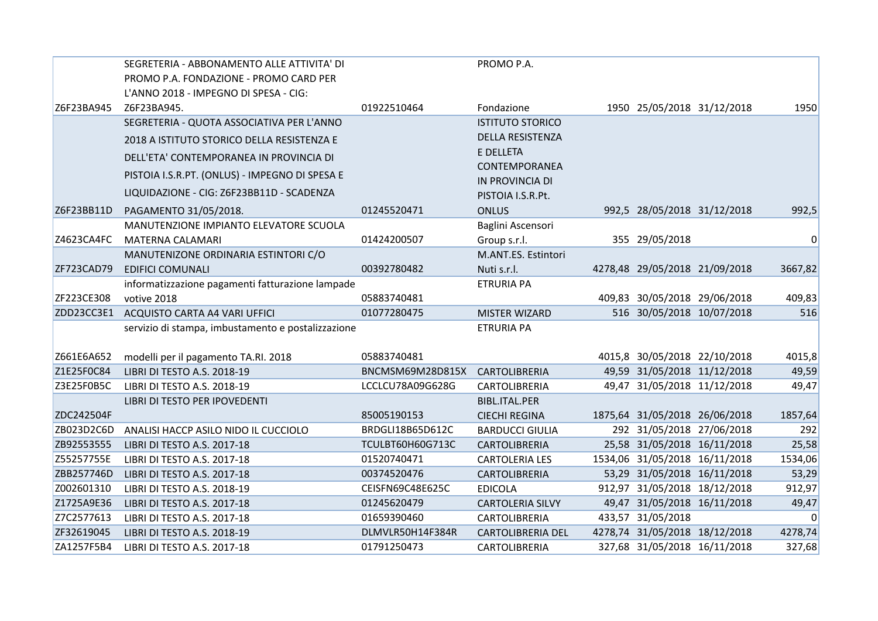| | | | | | | | |
|---|---|---|---|---|---|---|---|
| Z6F23BA945 | SEGRETERIA - ABBONAMENTO ALLE ATTIVITA' DI PROMO P.A. FONDAZIONE - PROMO CARD PER L'ANNO 2018 - IMPEGNO DI SPESA - CIG: Z6F23BA945. | 01922510464 | PROMO P.A. Fondazione | 1950 | 25/05/2018 | 31/12/2018 | 1950 |
| Z6F23BB11D | SEGRETERIA - QUOTA ASSOCIATIVA PER L'ANNO 2018 A ISTITUTO STORICO DELLA RESISTENZA E DELL'ETA' CONTEMPORANEA IN PROVINCIA DI PISTOIA I.S.R.PT. (ONLUS) - IMPEGNO DI SPESA E LIQUIDAZIONE - CIG: Z6F23BB11D - SCADENZA PAGAMENTO 31/05/2018. | 01245520471 | ISTITUTO STORICO DELLA RESISTENZA E DELLETA CONTEMPORANEA IN PROVINCIA DI PISTOIA I.S.R.Pt. ONLUS | 992,5 | 28/05/2018 | 31/12/2018 | 992,5 |
| Z4623CA4FC | MANUTENZIONE IMPIANTO ELEVATORE SCUOLA MATERNA CALAMARI | 01424200507 | Baglini Ascensori Group s.r.l. | 355 | 29/05/2018 | | 0 |
| ZF723CAD79 | MANUTENIZONE ORDINARIA ESTINTORI C/O EDIFICI COMUNALI | 00392780482 | M.ANT.ES. Estintori Nuti s.r.l. | 4278,48 | 29/05/2018 | 21/09/2018 | 3667,82 |
| ZF223CE308 | informatizzazione pagamenti fatturazione lampade votive 2018 | 05883740481 | ETRURIA PA | 409,83 | 30/05/2018 | 29/06/2018 | 409,83 |
| ZDD23CC3E1 | ACQUISTO CARTA A4 VARI UFFICI | 01077280475 | MISTER WIZARD | 516 | 30/05/2018 | 10/07/2018 | 516 |
| Z661E6A652 | servizio di stampa, imbustamento e postalizzazione modelli per il pagamento TA.RI. 2018 | 05883740481 | ETRURIA PA | 4015,8 | 30/05/2018 | 22/10/2018 | 4015,8 |
| Z1E25F0C84 | LIBRI DI TESTO A.S. 2018-19 | BNCMSM69M28D815X | CARTOLIBRERIA | 49,59 | 31/05/2018 | 11/12/2018 | 49,59 |
| Z3E25F0B5C | LIBRI DI TESTO A.S. 2018-19 | LCCLCU78A09G628G | CARTOLIBRERIA | 49,47 | 31/05/2018 | 11/12/2018 | 49,47 |
| ZDC242504F | LIBRI DI TESTO PER IPOVEDENTI | 85005190153 | BIBL.ITAL.PER CIECHI REGINA | 1875,64 | 31/05/2018 | 26/06/2018 | 1857,64 |
| ZB023D2C6D | ANALISI HACCP ASILO NIDO IL CUCCIOLO | BRDGLI18B65D612C | BARDUCCI GIULIA | 292 | 31/05/2018 | 27/06/2018 | 292 |
| ZB92553555 | LIBRI DI TESTO A.S. 2017-18 | TCULBT60H60G713C | CARTOLIBRERIA | 25,58 | 31/05/2018 | 16/11/2018 | 25,58 |
| Z55257755E | LIBRI DI TESTO A.S. 2017-18 | 01520740471 | CARTOLERIA LES | 1534,06 | 31/05/2018 | 16/11/2018 | 1534,06 |
| ZBB257746D | LIBRI DI TESTO A.S. 2017-18 | 00374520476 | CARTOLIBRERIA | 53,29 | 31/05/2018 | 16/11/2018 | 53,29 |
| Z002601310 | LIBRI DI TESTO A.S. 2018-19 | CEISFN69C48E625C | EDICOLA | 912,97 | 31/05/2018 | 18/12/2018 | 912,97 |
| Z1725A9E36 | LIBRI DI TESTO A.S. 2017-18 | 01245620479 | CARTOLERIA SILVY | 49,47 | 31/05/2018 | 16/11/2018 | 49,47 |
| Z7C2577613 | LIBRI DI TESTO A.S. 2017-18 | 01659390460 | CARTOLIBRERIA | 433,57 | 31/05/2018 | | 0 |
| ZF32619045 | LIBRI DI TESTO A.S. 2018-19 | DLMVLR50H14F384R | CARTOLIBRERIA DEL | 4278,74 | 31/05/2018 | 18/12/2018 | 4278,74 |
| ZA1257F5B4 | LIBRI DI TESTO A.S. 2017-18 | 01791250473 | CARTOLIBRERIA | 327,68 | 31/05/2018 | 16/11/2018 | 327,68 |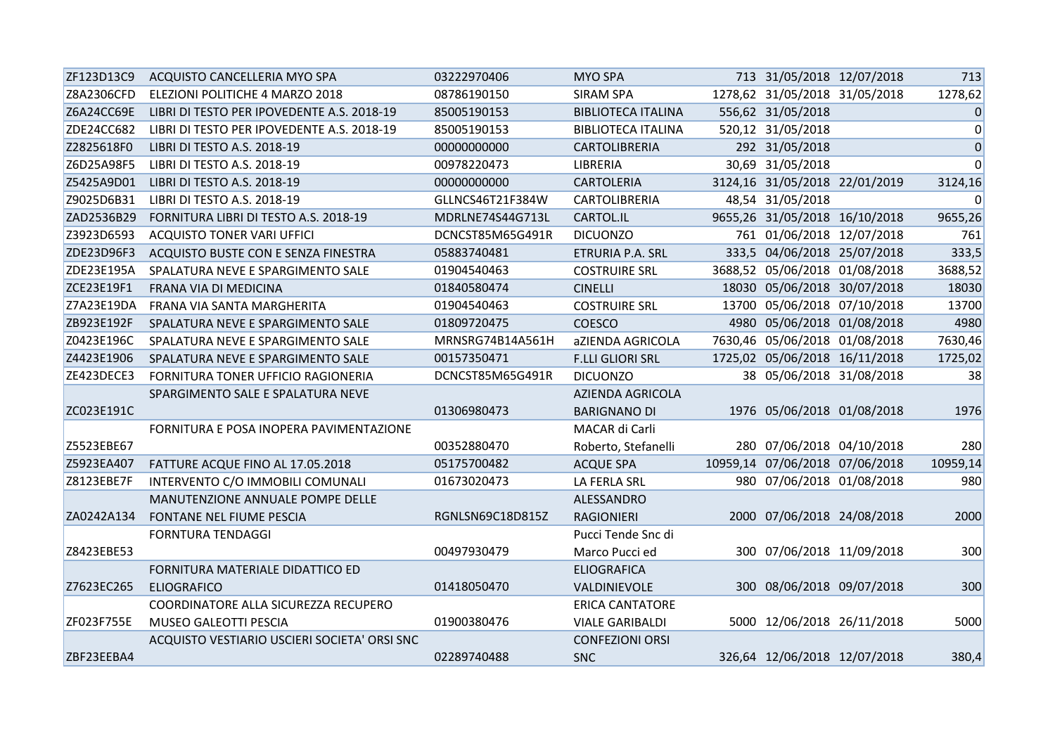| | | | | | | | |
|---|---|---|---|---|---|---|---|
| ZF123D13C9 | ACQUISTO CANCELLERIA MYO SPA | 03222970406 | MYO SPA | 713 | 31/05/2018 | 12/07/2018 | 713 |
| Z8A2306CFD | ELEZIONI POLITICHE 4 MARZO 2018 | 08786190150 | SIRAM SPA | 1278,62 | 31/05/2018 | 31/05/2018 | 1278,62 |
| Z6A24CC69E | LIBRI DI TESTO PER IPOVEDENTE A.S. 2018-19 | 85005190153 | BIBLIOTECA ITALINA | 556,62 | 31/05/2018 | | 0 |
| ZDE24CC682 | LIBRI DI TESTO PER IPOVEDENTE A.S. 2018-19 | 85005190153 | BIBLIOTECA ITALINA | 520,12 | 31/05/2018 | | 0 |
| Z2825618F0 | LIBRI DI TESTO A.S. 2018-19 | 00000000000 | CARTOLIBRERIA | 292 | 31/05/2018 | | 0 |
| Z6D25A98F5 | LIBRI DI TESTO A.S. 2018-19 | 00978220473 | LIBRERIA | 30,69 | 31/05/2018 | | 0 |
| Z5425A9D01 | LIBRI DI TESTO A.S. 2018-19 | 00000000000 | CARTOLERIA | 3124,16 | 31/05/2018 | 22/01/2019 | 3124,16 |
| Z9025D6B31 | LIBRI DI TESTO A.S. 2018-19 | GLLNCS46T21F384W | CARTOLIBRERIA | 48,54 | 31/05/2018 | | 0 |
| ZAD2536B29 | FORNITURA LIBRI DI TESTO A.S. 2018-19 | MDRLNE74S44G713L | CARTOL.IL | 9655,26 | 31/05/2018 | 16/10/2018 | 9655,26 |
| Z3923D6593 | ACQUISTO TONER VARI UFFICI | DCNCST85M65G491R | DICUONZO | 761 | 01/06/2018 | 12/07/2018 | 761 |
| ZDE23D96F3 | ACQUISTO BUSTE CON E SENZA FINESTRA | 05883740481 | ETRURIA P.A. SRL | 333,5 | 04/06/2018 | 25/07/2018 | 333,5 |
| ZDE23E195A | SPALATURA NEVE E SPARGIMENTO SALE | 01904540463 | COSTRUIRE SRL | 3688,52 | 05/06/2018 | 01/08/2018 | 3688,52 |
| ZCE23E19F1 | FRANA VIA DI MEDICINA | 01840580474 | CINELLI | 18030 | 05/06/2018 | 30/07/2018 | 18030 |
| Z7A23E19DA | FRANA VIA SANTA MARGHERITA | 01904540463 | COSTRUIRE SRL | 13700 | 05/06/2018 | 07/10/2018 | 13700 |
| ZB923E192F | SPALATURA NEVE E SPARGIMENTO SALE | 01809720475 | COESCO | 4980 | 05/06/2018 | 01/08/2018 | 4980 |
| Z0423E196C | SPALATURA NEVE E SPARGIMENTO SALE | MRNSRG74B14A561H | aZIENDA AGRICOLA | 7630,46 | 05/06/2018 | 01/08/2018 | 7630,46 |
| Z4423E1906 | SPALATURA NEVE E SPARGIMENTO SALE | 00157350471 | F.LLI GLIORI SRL | 1725,02 | 05/06/2018 | 16/11/2018 | 1725,02 |
| ZE423DECE3 | FORNITURA TONER UFFICIO RAGIONERIA | DCNCST85M65G491R | DICUONZO | 38 | 05/06/2018 | 31/08/2018 | 38 |
| ZC023E191C | SPARGIMENTO SALE E SPALATURA NEVE | 01306980473 | AZIENDA AGRICOLA BARIGNANO DI | 1976 | 05/06/2018 | 01/08/2018 | 1976 |
| Z5523EBE67 | FORNITURA E POSA INOPERA PAVIMENTAZIONE | 00352880470 | MACAR di Carli Roberto, Stefanelli | 280 | 07/06/2018 | 04/10/2018 | 280 |
| Z5923EA407 | FATTURE ACQUE FINO AL 17.05.2018 | 05175700482 | ACQUE SPA | 10959,14 | 07/06/2018 | 07/06/2018 | 10959,14 |
| Z8123EBE7F | INTERVENTO C/O IMMOBILI COMUNALI | 01673020473 | LA FERLA SRL | 980 | 07/06/2018 | 01/08/2018 | 980 |
| ZA0242A134 | MANUTENZIONE ANNUALE POMPE DELLE FONTANE NEL FIUME PESCIA | RGNLSN69C18D815Z | ALESSANDRO RAGIONIERI | 2000 | 07/06/2018 | 24/08/2018 | 2000 |
| Z8423EBE53 | FORNTURA TENDAGGI | 00497930479 | Pucci Tende Snc di Marco Pucci ed | 300 | 07/06/2018 | 11/09/2018 | 300 |
| Z7623EC265 | FORNITURA MATERIALE DIDATTICO ED ELIOGRAFICO | 01418050470 | ELIOGRAFICA VALDINIEVOLE | 300 | 08/06/2018 | 09/07/2018 | 300 |
| ZF023F755E | COORDINATORE ALLA SICUREZZA RECUPERO MUSEO GALEOTTI PESCIA | 01900380476 | ERICA CANTATORE VIALE GARIBALDI | 5000 | 12/06/2018 | 26/11/2018 | 5000 |
| ZBF23EEBA4 | ACQUISTO VESTIARIO USCIERI SOCIETA' ORSI SNC | 02289740488 | CONFEZIONI ORSI SNC | 326,64 | 12/06/2018 | 12/07/2018 | 380,4 |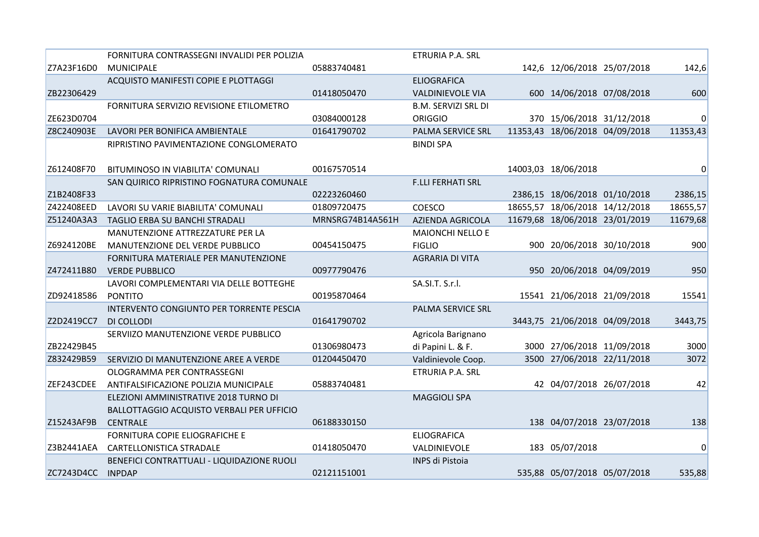| | | | | | | | |
|---|---|---|---|---|---|---|---|
| Z7A23F16D0 | FORNITURA CONTRASSEGNI INVALIDI PER POLIZIA MUNICIPALE | 05883740481 | ETRURIA P.A. SRL | 142,6 | 12/06/2018 | 25/07/2018 | 142,6 |
| ZB22306429 | ACQUISTO MANIFESTI COPIE E PLOTTAGGI | 01418050470 | ELIOGRAFICA VALDINIEVOLE VIA | 600 | 14/06/2018 | 07/08/2018 | 600 |
| ZE623D0704 | FORNITURA SERVIZIO REVISIONE ETILOMETRO | 03084000128 | B.M. SERVIZI SRL DI ORIGGIO | 370 | 15/06/2018 | 31/12/2018 | 0 |
| Z8C240903E | LAVORI PER BONIFICA AMBIENTALE | 01641790702 | PALMA SERVICE SRL | 11353,43 | 18/06/2018 | 04/09/2018 | 11353,43 |
| Z612408F70 | RIPRISTINO PAVIMENTAZIONE CONGLOMERATO BITUMINOSO IN VIABILITA' COMUNALI | 00167570514 | BINDI SPA | 14003,03 | 18/06/2018 | | 0 |
| Z1B2408F33 | SAN QUIRICO RIPRISTINO FOGNATURA COMUNALE | 02223260460 | F.LLI FERHATI SRL | 2386,15 | 18/06/2018 | 01/10/2018 | 2386,15 |
| Z422408EED | LAVORI SU VARIE BIABILITA' COMUNALI | 01809720475 | COESCO | 18655,57 | 18/06/2018 | 14/12/2018 | 18655,57 |
| Z51240A3A3 | TAGLIO ERBA SU BANCHI STRADALI | MRNSRG74B14A561H | AZIENDA AGRICOLA | 11679,68 | 18/06/2018 | 23/01/2019 | 11679,68 |
| Z6924120BE | MANUTENZIONE ATTREZZATURE PER LA MANUTENZIONE DEL VERDE PUBBLICO | 00454150475 | MAIONCHI NELLO E FIGLIO | 900 | 20/06/2018 | 30/10/2018 | 900 |
| Z472411B80 | FORNITURA MATERIALE PER MANUTENZIONE VERDE PUBBLICO | 00977790476 | AGRARIA DI VITA | 950 | 20/06/2018 | 04/09/2019 | 950 |
| ZD92418586 | LAVORI COMPLEMENTARI VIA DELLE BOTTEGHE PONTITO | 00195870464 | SA.SI.T. S.r.l. | 15541 | 21/06/2018 | 21/09/2018 | 15541 |
| Z2D2419CC7 | INTERVENTO CONGIUNTO PER TORRENTE PESCIA DI COLLODI | 01641790702 | PALMA SERVICE SRL | 3443,75 | 21/06/2018 | 04/09/2018 | 3443,75 |
| ZB22429B45 | SERVIIZO MANUTENZIONE VERDE PUBBLICO | 01306980473 | Agricola Barignano di Papini L. & F. | 3000 | 27/06/2018 | 11/09/2018 | 3000 |
| Z832429B59 | SERVIZIO DI MANUTENZIONE AREE A VERDE | 01204450470 | Valdinievole Coop. | 3500 | 27/06/2018 | 22/11/2018 | 3072 |
| ZEF243CDEE | OLOGRAMMA PER CONTRASSEGNI ANTIFALSIFICAZIONE POLIZIA MUNICIPALE | 05883740481 | ETRURIA P.A. SRL | 42 | 04/07/2018 | 26/07/2018 | 42 |
| Z15243AF9B | ELEZIONI AMMINISTRATIVE 2018 TURNO DI BALLOTTAGGIO ACQUISTO VERBALI PER UFFICIO CENTRALE | 06188330150 | MAGGIOLI SPA | 138 | 04/07/2018 | 23/07/2018 | 138 |
| Z3B2441AEA | FORNITURA COPIE ELIOGRAFICHE E CARTELLONISTICA STRADALE | 01418050470 | ELIOGRAFICA VALDINIEVOLE | 183 | 05/07/2018 | | 0 |
| ZC7243D4CC | BENEFICI CONTRATTUALI - LIQUIDAZIONE RUOLI INPDAP | 02121151001 | INPS di Pistoia | 535,88 | 05/07/2018 | 05/07/2018 | 535,88 |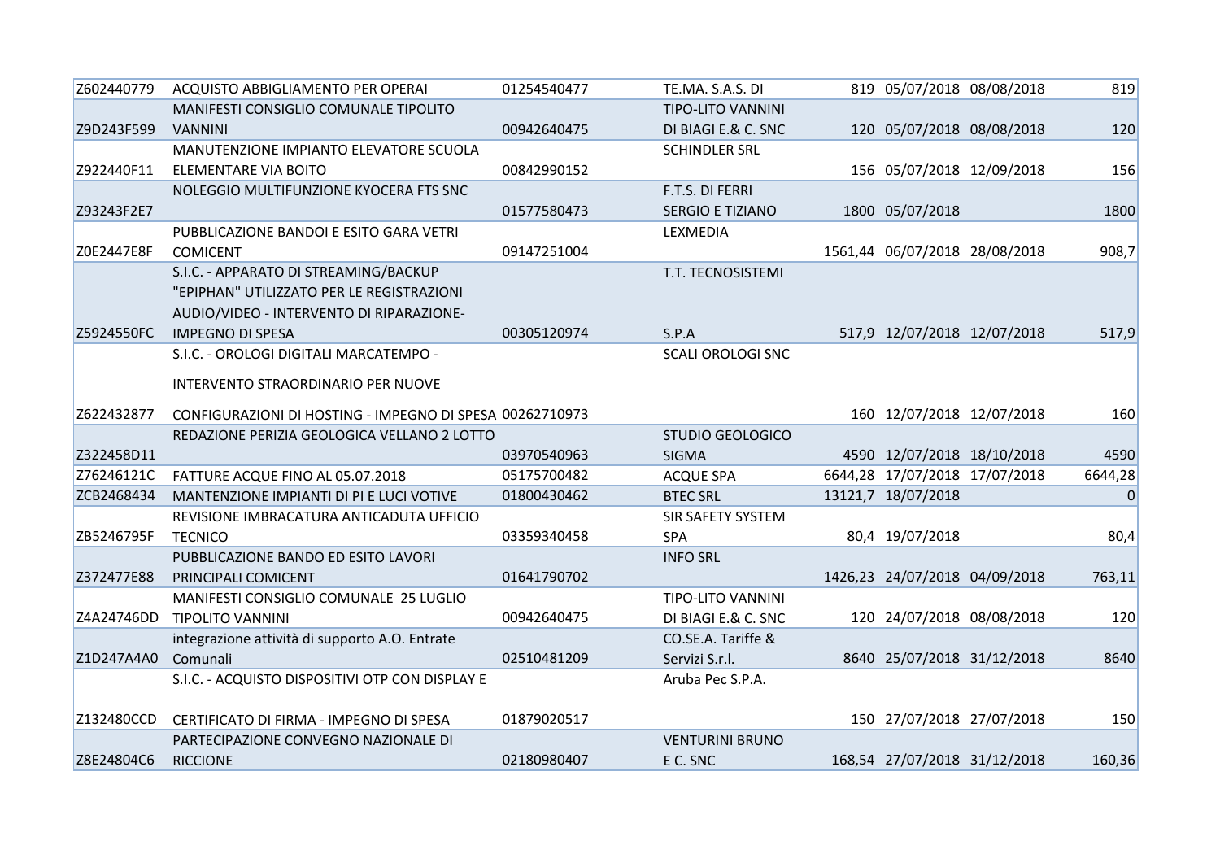| | | | | | | | |
|---|---|---|---|---|---|---|---|
| Z602440779 | ACQUISTO ABBIGLIAMENTO PER OPERAI | 01254540477 | TE.MA. S.A.S. DI | 819 | 05/07/2018 | 08/08/2018 | 819 |
| Z9D243F599 | MANIFESTI CONSIGLIO COMUNALE TIPOLITO VANNINI | 00942640475 | TIPO-LITO VANNINI DI BIAGI E.& C. SNC | 120 | 05/07/2018 | 08/08/2018 | 120 |
| Z922440F11 | MANUTENZIONE IMPIANTO ELEVATORE SCUOLA ELEMENTARE VIA BOITO | 00842990152 | SCHINDLER SRL | 156 | 05/07/2018 | 12/09/2018 | 156 |
| Z93243F2E7 | NOLEGGIO MULTIFUNZIONE KYOCERA FTS SNC | 01577580473 | F.T.S. DI FERRI SERGIO E TIZIANO | 1800 | 05/07/2018 | | 1800 |
| Z0E2447E8F | PUBBLICAZIONE BANDOI E ESITO GARA VETRI COMICENT | 09147251004 | LEXMEDIA | 1561,44 | 06/07/2018 | 28/08/2018 | 908,7 |
| Z5924550FC | S.I.C. - APPARATO DI STREAMING/BACKUP "EPIPHAN" UTILIZZATO PER LE REGISTRAZIONI AUDIO/VIDEO - INTERVENTO DI RIPARAZIONE- IMPEGNO DI SPESA | 00305120974 | T.T. TECNOSISTEMI S.P.A | 517,9 | 12/07/2018 | 12/07/2018 | 517,9 |
| Z622432877 | S.I.C. - OROLOGI DIGITALI MARCATEMPO - INTERVENTO STRAORDINARIO PER NUOVE CONFIGURAZIONI DI HOSTING - IMPEGNO DI SPESA | 00262710973 | SCALI OROLOGI SNC | 160 | 12/07/2018 | 12/07/2018 | 160 |
| Z322458D11 | REDAZIONE PERIZIA GEOLOGICA VELLANO 2 LOTTO | 03970540963 | STUDIO GEOLOGICO SIGMA | 4590 | 12/07/2018 | 18/10/2018 | 4590 |
| Z76246121C | FATTURE ACQUE FINO AL 05.07.2018 | 05175700482 | ACQUE SPA | 6644,28 | 17/07/2018 | 17/07/2018 | 6644,28 |
| ZCB2468434 | MANTENZIONE IMPIANTI DI PI E LUCI VOTIVE | 01800430462 | BTEC SRL | 13121,7 | 18/07/2018 | | 0 |
| ZB5246795F | REVISIONE IMBRACATURA ANTICADUTA UFFICIO TECNICO | 03359340458 | SIR SAFETY SYSTEM SPA | 80,4 | 19/07/2018 | | 80,4 |
| Z372477E88 | PUBBLICAZIONE BANDO ED ESITO LAVORI PRINCIPALI COMICENT | 01641790702 | INFO SRL | 1426,23 | 24/07/2018 | 04/09/2018 | 763,11 |
| Z4A24746DD | MANIFESTI CONSIGLIO COMUNALE 25 LUGLIO TIPOLITO VANNINI | 00942640475 | TIPO-LITO VANNINI DI BIAGI E.& C. SNC | 120 | 24/07/2018 | 08/08/2018 | 120 |
| Z1D247A4A0 | integrazione attività di supporto A.O. Entrate Comunali | 02510481209 | CO.SE.A. Tariffe & Servizi S.r.l. | 8640 | 25/07/2018 | 31/12/2018 | 8640 |
| Z132480CCD | S.I.C. - ACQUISTO DISPOSITIVI OTP CON DISPLAY E CERTIFICATO DI FIRMA - IMPEGNO DI SPESA | 01879020517 | Aruba Pec S.P.A. | 150 | 27/07/2018 | 27/07/2018 | 150 |
| Z8E24804C6 | PARTECIPAZIONE CONVEGNO NAZIONALE DI RICCIONE | 02180980407 | VENTURINI BRUNO E C. SNC | 168,54 | 27/07/2018 | 31/12/2018 | 160,36 |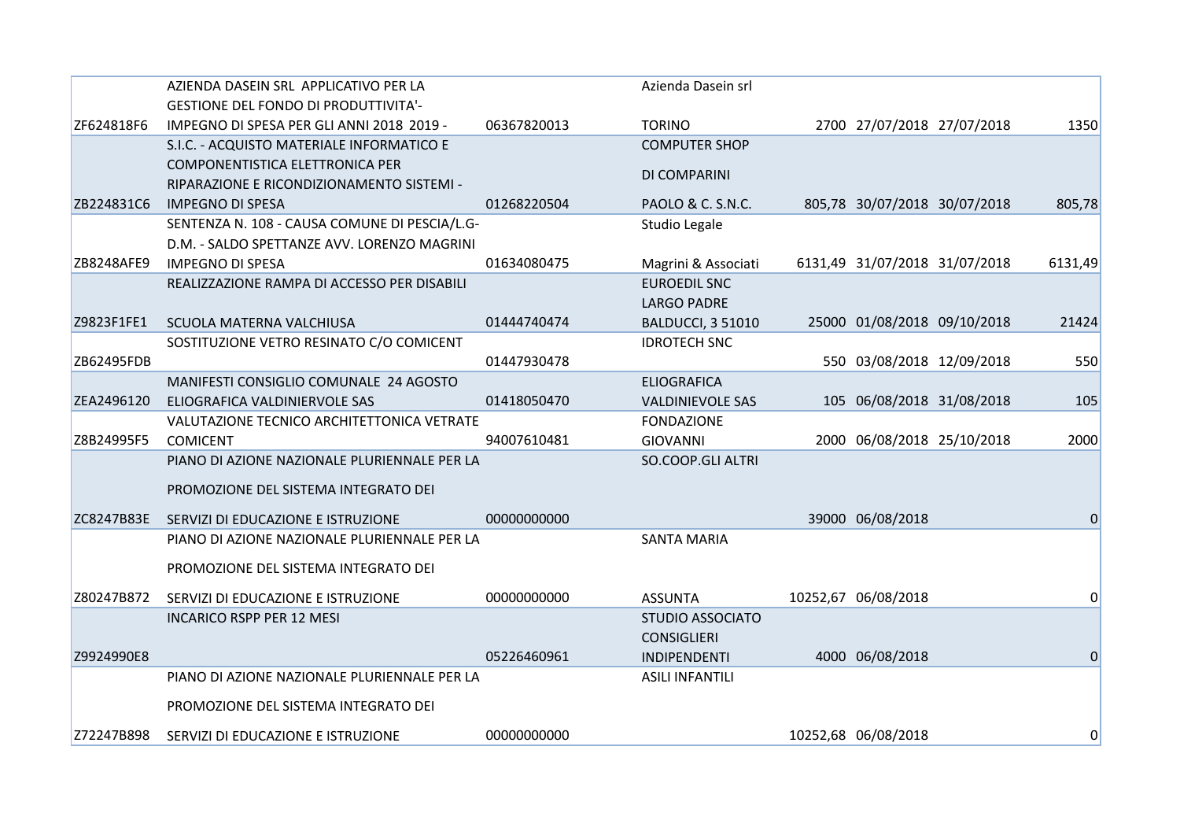| | | | | | | | |
|---|---|---|---|---|---|---|---|
| ZF624818F6 | AZIENDA DASEIN SRL APPLICATIVO PER LA GESTIONE DEL FONDO DI PRODUTTIVITA'- IMPEGNO DI SPESA PER GLI ANNI 2018 2019 - | 06367820013 | Azienda Dasein srl TORINO | 2700 | 27/07/2018 | 27/07/2018 | 1350 |
| ZB224831C6 | S.I.C. - ACQUISTO MATERIALE INFORMATICO E COMPONENTISTICA ELETTRONICA PER RIPARAZIONE E RICONDIZIONAMENTO SISTEMI - IMPEGNO DI SPESA | 01268220504 | COMPUTER SHOP DI COMPARINI PAOLO & C. S.N.C. | 805,78 | 30/07/2018 | 30/07/2018 | 805,78 |
| ZB8248AFE9 | SENTENZA N. 108 - CAUSA COMUNE DI PESCIA/L.G-D.M. - SALDO SPETTANZE AVV. LORENZO MAGRINI IMPEGNO DI SPESA | 01634080475 | Studio Legale Magrini & Associati | 6131,49 | 31/07/2018 | 31/07/2018 | 6131,49 |
| Z9823F1FE1 | REALIZZAZIONE RAMPA DI ACCESSO PER DISABILI SCUOLA MATERNA VALCHIUSA | 01444740474 | EUROEDIL SNC LARGO PADRE BALDUCCI, 3 51010 | 25000 | 01/08/2018 | 09/10/2018 | 21424 |
| ZB62495FDB | SOSTITUZIONE VETRO RESINATO C/O COMICENT | 01447930478 | IDROTECH SNC | 550 | 03/08/2018 | 12/09/2018 | 550 |
| ZEA2496120 | MANIFESTI CONSIGLIO COMUNALE 24 AGOSTO ELIOGRAFICA VALDINIERVOLE SAS | 01418050470 | ELIOGRAFICA VALDINIEVOLE SAS | 105 | 06/08/2018 | 31/08/2018 | 105 |
| Z8B24995F5 | VALUTAZIONE TECNICO ARCHITETTONICA VETRATE COMICENT | 94007610481 | FONDAZIONE GIOVANNI | 2000 | 06/08/2018 | 25/10/2018 | 2000 |
| ZC8247B83E | PIANO DI AZIONE NAZIONALE PLURIENNALE PER LA PROMOZIONE DEL SISTEMA INTEGRATO DEI SERVIZI DI EDUCAZIONE E ISTRUZIONE | 00000000000 | SO.COOP.GLI ALTRI | 39000 | 06/08/2018 | | 0 |
| Z80247B872 | PIANO DI AZIONE NAZIONALE PLURIENNALE PER LA PROMOZIONE DEL SISTEMA INTEGRATO DEI SERVIZI DI EDUCAZIONE E ISTRUZIONE | 00000000000 | SANTA MARIA ASSUNTA | 10252,67 | 06/08/2018 | | 0 |
| Z9924990E8 | INCARICO RSPP PER 12 MESI | 05226460961 | STUDIO ASSOCIATO CONSIGLIERI INDIPENDENTI | 4000 | 06/08/2018 | | 0 |
| Z72247B898 | PIANO DI AZIONE NAZIONALE PLURIENNALE PER LA PROMOZIONE DEL SISTEMA INTEGRATO DEI SERVIZI DI EDUCAZIONE E ISTRUZIONE | 00000000000 | ASILI INFANTILI | 10252,68 | 06/08/2018 | | 0 |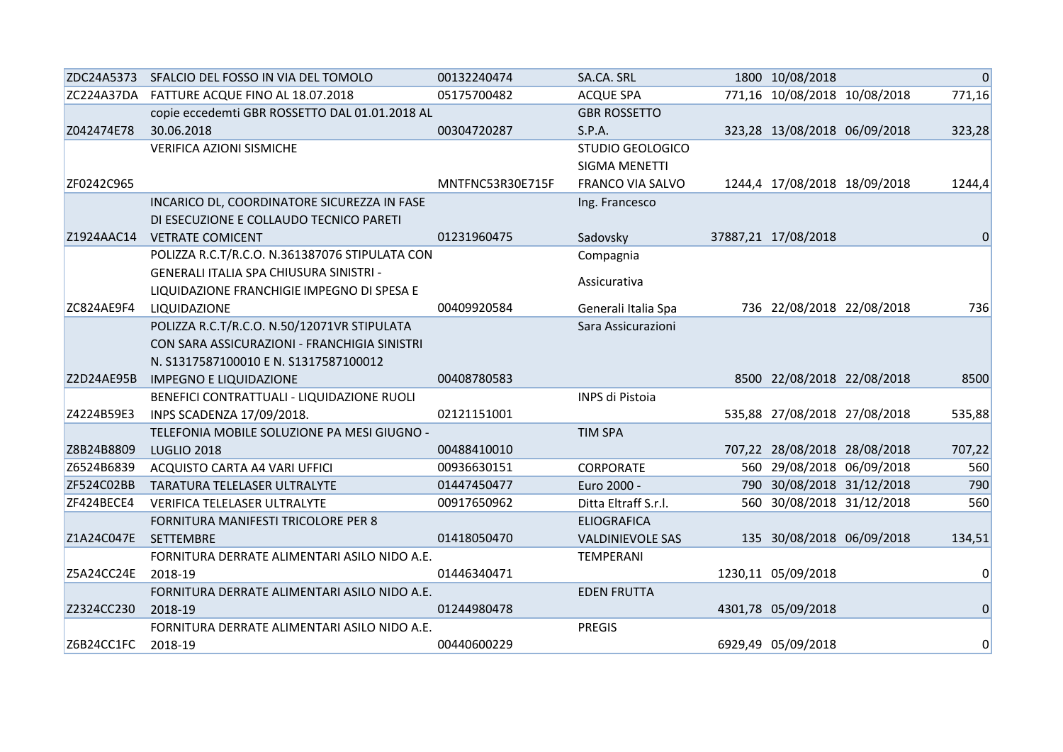| | | | | | | | |
|---|---|---|---|---|---|---|---|
| ZDC24A5373 | SFALCIO DEL FOSSO IN VIA DEL TOMOLO | 00132240474 | SA.CA. SRL | 1800 | 10/08/2018 | | 0 |
| ZC224A37DA | FATTURE ACQUE FINO AL 18.07.2018 | 05175700482 | ACQUE SPA | 771,16 | 10/08/2018 | 10/08/2018 | 771,16 |
| Z042474E78 | copie eccedemti GBR ROSSETTO DAL 01.01.2018 AL 30.06.2018 | 00304720287 | GBR ROSSETTO S.P.A. | 323,28 | 13/08/2018 | 06/09/2018 | 323,28 |
| ZF0242C965 | VERIFICA AZIONI SISMICHE | MNTFNC53R30E715F | STUDIO GEOLOGICO SIGMA MENETTI FRANCO VIA SALVO | 1244,4 | 17/08/2018 | 18/09/2018 | 1244,4 |
| Z1924AAC14 | INCARICO DL, COORDINATORE SICUREZZA IN FASE DI ESECUZIONE E COLLAUDO TECNICO PARETI VETRATE COMICENT | 01231960475 | Ing. Francesco Sadovsky | 37887,21 | 17/08/2018 | | 0 |
| ZC824AE9F4 | POLIZZA R.C.T/R.C.O. N.361387076 STIPULATA CON GENERALI ITALIA SPA CHIUSURA SINISTRI - LIQUIDAZIONE FRANCHIGIE IMPEGNO DI SPESA E LIQUIDAZIONE | 00409920584 | Compagnia Assicurativa Generali Italia Spa | 736 | 22/08/2018 | 22/08/2018 | 736 |
| Z2D24AE95B | POLIZZA R.C.T/R.C.O. N.50/12071VR STIPULATA CON SARA ASSICURAZIONI - FRANCHIGIA SINISTRI N. S1317587100010 E N. S1317587100012 IMPEGNO E LIQUIDAZIONE | 00408780583 | Sara Assicurazioni | 8500 | 22/08/2018 | 22/08/2018 | 8500 |
| Z4224B59E3 | BENEFICI CONTRATTUALI - LIQUIDAZIONE RUOLI INPS SCADENZA 17/09/2018. | 02121151001 | INPS di Pistoia | 535,88 | 27/08/2018 | 27/08/2018 | 535,88 |
| Z8B24B8809 | TELEFONIA MOBILE SOLUZIONE PA MESI GIUGNO - LUGLIO 2018 | 00488410010 | TIM SPA | 707,22 | 28/08/2018 | 28/08/2018 | 707,22 |
| Z6524B6839 | ACQUISTO CARTA A4 VARI UFFICI | 00936630151 | CORPORATE | 560 | 29/08/2018 | 06/09/2018 | 560 |
| ZF524C02BB | TARATURA TELELASER ULTRALYTE | 01447450477 | Euro 2000 - | 790 | 30/08/2018 | 31/12/2018 | 790 |
| ZF424BECE4 | VERIFICA TELELASER ULTRALYTE | 00917650962 | Ditta Eltraff S.r.l. | 560 | 30/08/2018 | 31/12/2018 | 560 |
| Z1A24C047E | FORNITURA MANIFESTI TRICOLORE PER 8 SETTEMBRE | 01418050470 | ELIOGRAFICA VALDINIEVOLE SAS | 135 | 30/08/2018 | 06/09/2018 | 134,51 |
| Z5A24CC24E | FORNITURA DERRATE ALIMENTARI ASILO NIDO A.E. 2018-19 | 01446340471 | TEMPERANI | 1230,11 | 05/09/2018 | | 0 |
| Z2324CC230 | FORNITURA DERRATE ALIMENTARI ASILO NIDO A.E. 2018-19 | 01244980478 | EDEN FRUTTA | 4301,78 | 05/09/2018 | | 0 |
| Z6B24CC1FC | FORNITURA DERRATE ALIMENTARI ASILO NIDO A.E. 2018-19 | 00440600229 | PREGIS | 6929,49 | 05/09/2018 | | 0 |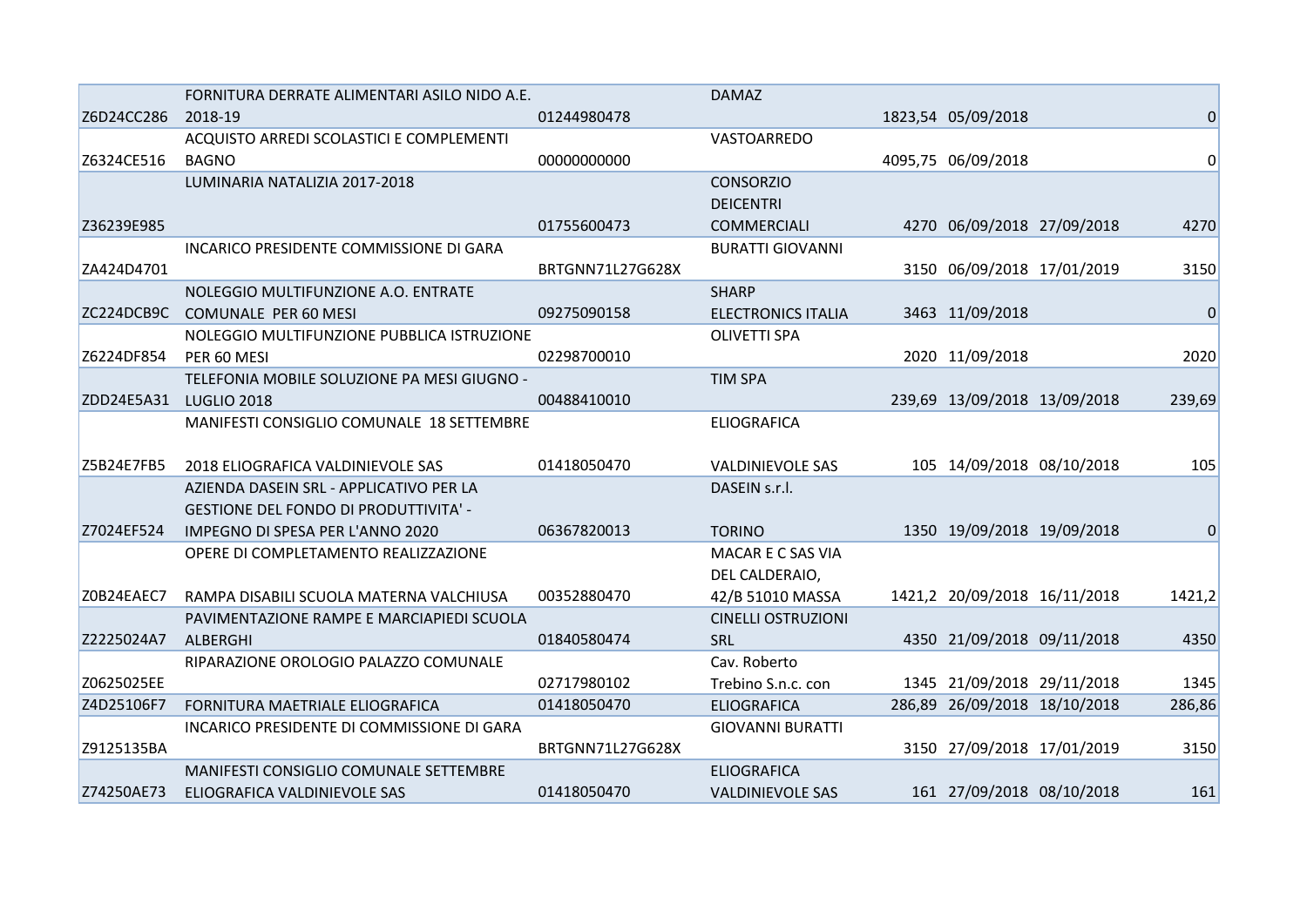| | | | | | | | |
|---|---|---|---|---|---|---|---|
| Z6D24CC286 | FORNITURA DERRATE ALIMENTARI ASILO NIDO A.E. 2018-19 | 01244980478 | DAMAZ | 1823,54 | 05/09/2018 | | 0 |
| Z6324CE516 | ACQUISTO ARREDI SCOLASTICI E COMPLEMENTI BAGNO | 00000000000 | VASTOARREDO | 4095,75 | 06/09/2018 | | 0 |
| Z36239E985 | LUMINARIA NATALIZIA 2017-2018 | 01755600473 | CONSORZIO DEICENTRI COMMERCIALI | 4270 | 06/09/2018 | 27/09/2018 | 4270 |
| ZA424D4701 | INCARICO PRESIDENTE COMMISSIONE DI GARA | BRTGNN71L27G628X | BURATTI GIOVANNI | 3150 | 06/09/2018 | 17/01/2019 | 3150 |
| ZC224DCB9C | NOLEGGIO MULTIFUNZIONE A.O. ENTRATE COMUNALE PER 60 MESI | 09275090158 | SHARP ELECTRONICS ITALIA | 3463 | 11/09/2018 | | 0 |
| Z6224DF854 | NOLEGGIO MULTIFUNZIONE PUBBLICA ISTRUZIONE PER 60 MESI | 02298700010 | OLIVETTI SPA | 2020 | 11/09/2018 | | 2020 |
| ZDD24E5A31 | TELEFONIA MOBILE SOLUZIONE PA MESI GIUGNO - LUGLIO 2018 | 00488410010 | TIM SPA | 239,69 | 13/09/2018 | 13/09/2018 | 239,69 |
| Z5B24E7FB5 | MANIFESTI CONSIGLIO COMUNALE 18 SETTEMBRE 2018 ELIOGRAFICA VALDINIEVOLE SAS | 01418050470 | ELIOGRAFICA VALDINIEVOLE SAS | 105 | 14/09/2018 | 08/10/2018 | 105 |
| Z7024EF524 | AZIENDA DASEIN SRL - APPLICATIVO PER LA GESTIONE DEL FONDO DI PRODUTTIVITA' - IMPEGNO DI SPESA PER L'ANNO 2020 | 06367820013 | DASEIN s.r.l. TORINO | 1350 | 19/09/2018 | 19/09/2018 | 0 |
| Z0B24EAEC7 | OPERE DI COMPLETAMENTO REALIZZAZIONE RAMPA DISABILI SCUOLA MATERNA VALCHIUSA | 00352880470 | MACAR E C SAS VIA DEL CALDERAIO, 42/B 51010 MASSA | 1421,2 | 20/09/2018 | 16/11/2018 | 1421,2 |
| Z2225024A7 | PAVIMENTAZIONE RAMPE E MARCIAPIEDI SCUOLA ALBERGHI | 01840580474 | CINELLI OSTRUZIONI SRL | 4350 | 21/09/2018 | 09/11/2018 | 4350 |
| Z0625025EE | RIPARAZIONE OROLOGIO PALAZZO COMUNALE | 02717980102 | Cav. Roberto Trebino S.n.c. con | 1345 | 21/09/2018 | 29/11/2018 | 1345 |
| Z4D25106F7 | FORNITURA MAETRIALE ELIOGRAFICA | 01418050470 | ELIOGRAFICA | 286,89 | 26/09/2018 | 18/10/2018 | 286,86 |
| Z9125135BA | INCARICO PRESIDENTE DI COMMISSIONE DI GARA | BRTGNN71L27G628X | GIOVANNI BURATTI | 3150 | 27/09/2018 | 17/01/2019 | 3150 |
| Z74250AE73 | MANIFESTI CONSIGLIO COMUNALE SETTEMBRE ELIOGRAFICA VALDINIEVOLE SAS | 01418050470 | ELIOGRAFICA VALDINIEVOLE SAS | 161 | 27/09/2018 | 08/10/2018 | 161 |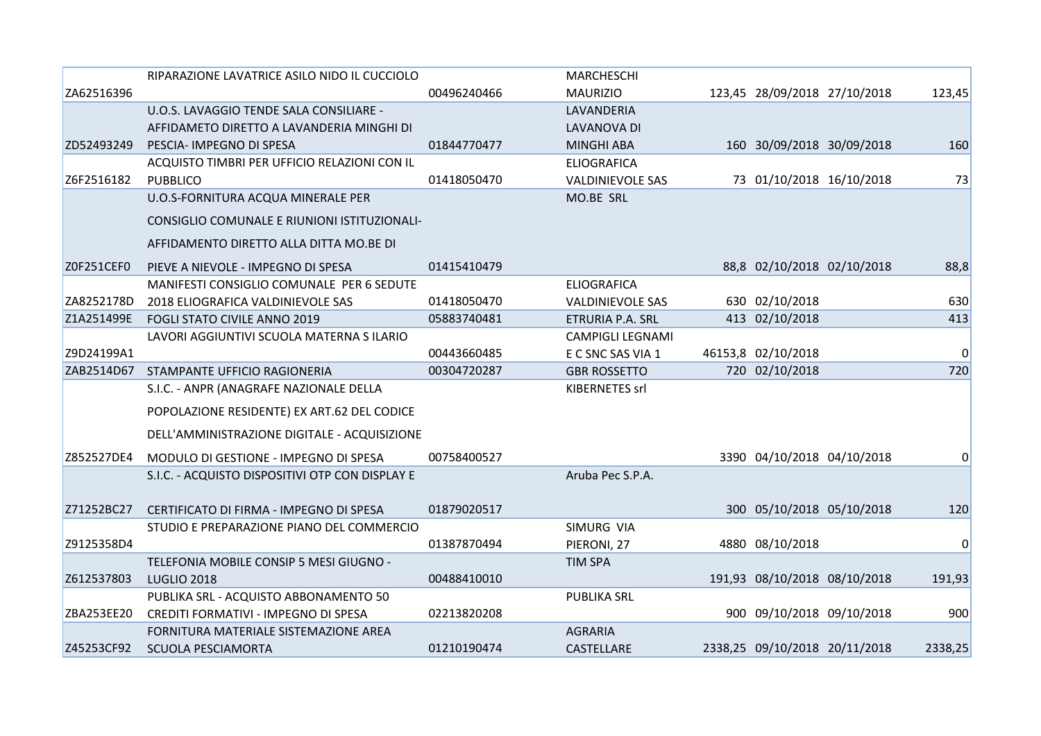| | | | | | | | |
|---|---|---|---|---|---|---|---|
| ZA62516396 | RIPARAZIONE LAVATRICE ASILO NIDO IL CUCCIOLO | 00496240466 | MARCHESCHI MAURIZIO | 123,45 | 28/09/2018 | 27/10/2018 | 123,45 |
| ZD52493249 | U.O.S. LAVAGGIO TENDE SALA CONSILIARE - AFFIDAMETO DIRETTO A LAVANDERIA MINGHI DI PESCIA- IMPEGNO DI SPESA | 01844770477 | LAVANDERIA LAVANOVA DI MINGHI ABA | 160 | 30/09/2018 | 30/09/2018 | 160 |
| Z6F2516182 | ACQUISTO TIMBRI PER UFFICIO RELAZIONI CON IL PUBBLICO | 01418050470 | ELIOGRAFICA VALDINIEVOLE SAS | 73 | 01/10/2018 | 16/10/2018 | 73 |
| Z0F251CEF0 | U.O.S-FORNITURA ACQUA MINERALE PER CONSIGLIO COMUNALE E RIUNIONI ISTITUZIONALI- AFFIDAMENTO DIRETTO ALLA DITTA MO.BE DI PIEVE A NIEVOLE - IMPEGNO DI SPESA | 01415410479 | MO.BE SRL | 88,8 | 02/10/2018 | 02/10/2018 | 88,8 |
| ZA8252178D | MANIFESTI CONSIGLIO COMUNALE PER 6 SEDUTE 2018 ELIOGRAFICA VALDINIEVOLE SAS | 01418050470 | ELIOGRAFICA VALDINIEVOLE SAS | 630 | 02/10/2018 | | 630 |
| Z1A251499E | FOGLI STATO CIVILE ANNO 2019 | 05883740481 | ETRURIA P.A. SRL | 413 | 02/10/2018 | | 413 |
| Z9D24199A1 | LAVORI AGGIUNTIVI SCUOLA MATERNA S ILARIO | 00443660485 | CAMPIGLI LEGNAMI E C SNC SAS VIA 1 | 46153,8 | 02/10/2018 | | 0 |
| ZAB2514D67 | STAMPANTE UFFICIO RAGIONERIA | 00304720287 | GBR ROSSETTO | 720 | 02/10/2018 | | 720 |
| Z852527DE4 | S.I.C. - ANPR (ANAGRAFE NAZIONALE DELLA POPOLAZIONE RESIDENTE) EX ART.62 DEL CODICE DELL'AMMINISTRAZIONE DIGITALE - ACQUISIZIONE MODULO DI GESTIONE - IMPEGNO DI SPESA | 00758400527 | KIBERNETES srl | 3390 | 04/10/2018 | 04/10/2018 | 0 |
| Z71252BC27 | S.I.C. - ACQUISTO DISPOSITIVI OTP CON DISPLAY E CERTIFICATO DI FIRMA - IMPEGNO DI SPESA | 01879020517 | Aruba Pec S.P.A. | 300 | 05/10/2018 | 05/10/2018 | 120 |
| Z9125358D4 | STUDIO E PREPARAZIONE PIANO DEL COMMERCIO | 01387870494 | SIMURG VIA PIERONI, 27 | 4880 | 08/10/2018 | | 0 |
| Z612537803 | TELEFONIA MOBILE CONSIP 5 MESI GIUGNO - LUGLIO 2018 | 00488410010 | TIM SPA | 191,93 | 08/10/2018 | 08/10/2018 | 191,93 |
| ZBA253EE20 | PUBLIKA SRL - ACQUISTO ABBONAMENTO 50 CREDITI FORMATIVI - IMPEGNO DI SPESA | 02213820208 | PUBLIKA SRL | 900 | 09/10/2018 | 09/10/2018 | 900 |
| Z45253CF92 | FORNITURA MATERIALE SISTEMAZIONE AREA SCUOLA PESCIAMORTA | 01210190474 | AGRARIA CASTELLARE | 2338,25 | 09/10/2018 | 20/11/2018 | 2338,25 |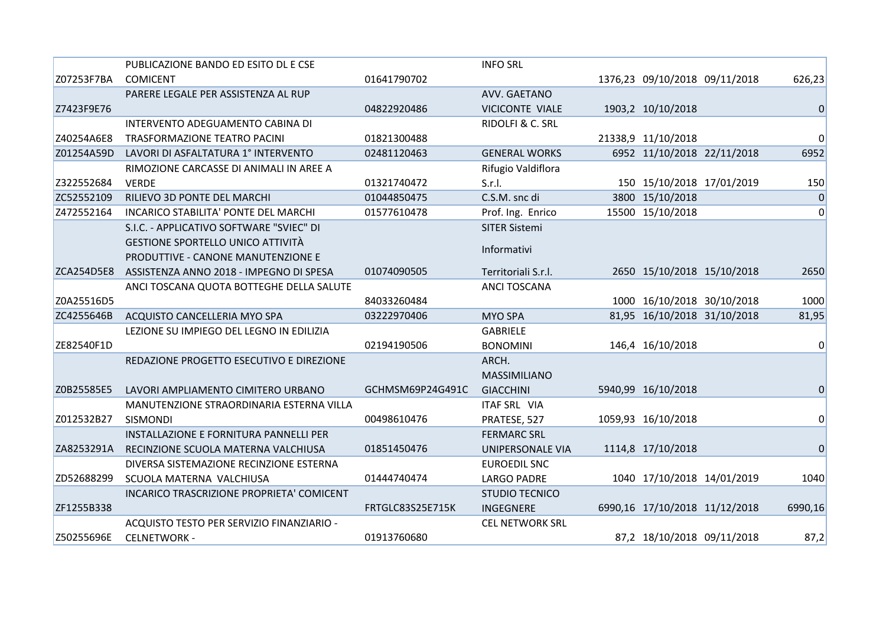| | | | | | | | |
|---|---|---|---|---|---|---|---|
| Z07253F7BA | PUBLICAZIONE BANDO ED ESITO DL E CSE COMICENT | 01641790702 | INFO SRL | 1376,23 | 09/10/2018 | 09/11/2018 | 626,23 |
| Z7423F9E76 | PARERE LEGALE PER ASSISTENZA AL RUP | 04822920486 | AVV. GAETANO VICICONTE VIALE | 1903,2 | 10/10/2018 | | 0 |
| Z40254A6E8 | INTERVENTO ADEGUAMENTO CABINA DI TRASFORMAZIONE TEATRO PACINI | 01821300488 | RIDOLFI & C. SRL | 21338,9 | 11/10/2018 | | 0 |
| Z01254A59D | LAVORI DI ASFALTATURA 1° INTERVENTO | 02481120463 | GENERAL WORKS | 6952 | 11/10/2018 | 22/11/2018 | 6952 |
| Z322552684 | RIMOZIONE CARCASSE DI ANIMALI IN AREE A VERDE | 01321740472 | Rifugio Valdiflora S.r.l. | 150 | 15/10/2018 | 17/01/2019 | 150 |
| ZC52552109 | RILIEVO 3D PONTE DEL MARCHI | 01044850475 | C.S.M. snc di | 3800 | 15/10/2018 | | 0 |
| Z472552164 | INCARICO STABILITA' PONTE DEL MARCHI | 01577610478 | Prof. Ing. Enrico | 15500 | 15/10/2018 | | 0 |
| ZCA254D5E8 | S.I.C. - APPLICATIVO SOFTWARE "SVIEC" DI GESTIONE SPORTELLO UNICO ATTIVITÀ PRODUTTIVE - CANONE MANUTENZIONE E ASSISTENZA ANNO 2018 - IMPEGNO DI SPESA | 01074090505 | SITER Sistemi Informativi Territoriali S.r.l. | 2650 | 15/10/2018 | 15/10/2018 | 2650 |
| Z0A25516D5 | ANCI TOSCANA QUOTA BOTTEGHE DELLA SALUTE | 84033260484 | ANCI TOSCANA | 1000 | 16/10/2018 | 30/10/2018 | 1000 |
| ZC4255646B | ACQUISTO CANCELLERIA MYO SPA | 03222970406 | MYO SPA | 81,95 | 16/10/2018 | 31/10/2018 | 81,95 |
| ZE82540F1D | LEZIONE SU IMPIEGO DEL LEGNO IN EDILIZIA | 02194190506 | GABRIELE BONOMINI | 146,4 | 16/10/2018 | | 0 |
| Z0B25585E5 | REDAZIONE PROGETTO ESECUTIVO E DIREZIONE LAVORI AMPLIAMENTO CIMITERO URBANO | GCHMSM69P24G491C | ARCH. MASSIMILIANO GIACCHINI | 5940,99 | 16/10/2018 | | 0 |
| Z012532B27 | MANUTENZIONE STRAORDINARIA ESTERNA VILLA SISMONDI | 00498610476 | ITAF SRL VIA PRATESE, 527 | 1059,93 | 16/10/2018 | | 0 |
| ZA8253291A | INSTALLAZIONE E FORNITURA PANNELLI PER RECINZIONE SCUOLA MATERNA VALCHIUSA | 01851450476 | FERMARC SRL UNIPERSONALE VIA | 1114,8 | 17/10/2018 | | 0 |
| ZD52688299 | DIVERSA SISTEMAZIONE RECINZIONE ESTERNA SCUOLA MATERNA VALCHIUSA | 01444740474 | EUROEDIL SNC LARGO PADRE | 1040 | 17/10/2018 | 14/01/2019 | 1040 |
| ZF1255B338 | INCARICO TRASCRIZIONE PROPRIETA' COMICENT | FRTGLC83S25E715K | STUDIO TECNICO INGEGNERE | 6990,16 | 17/10/2018 | 11/12/2018 | 6990,16 |
| Z50255696E | ACQUISTO TESTO PER SERVIZIO FINANZIARIO - CELNETWORK - | 01913760680 | CEL NETWORK SRL | 87,2 | 18/10/2018 | 09/11/2018 | 87,2 |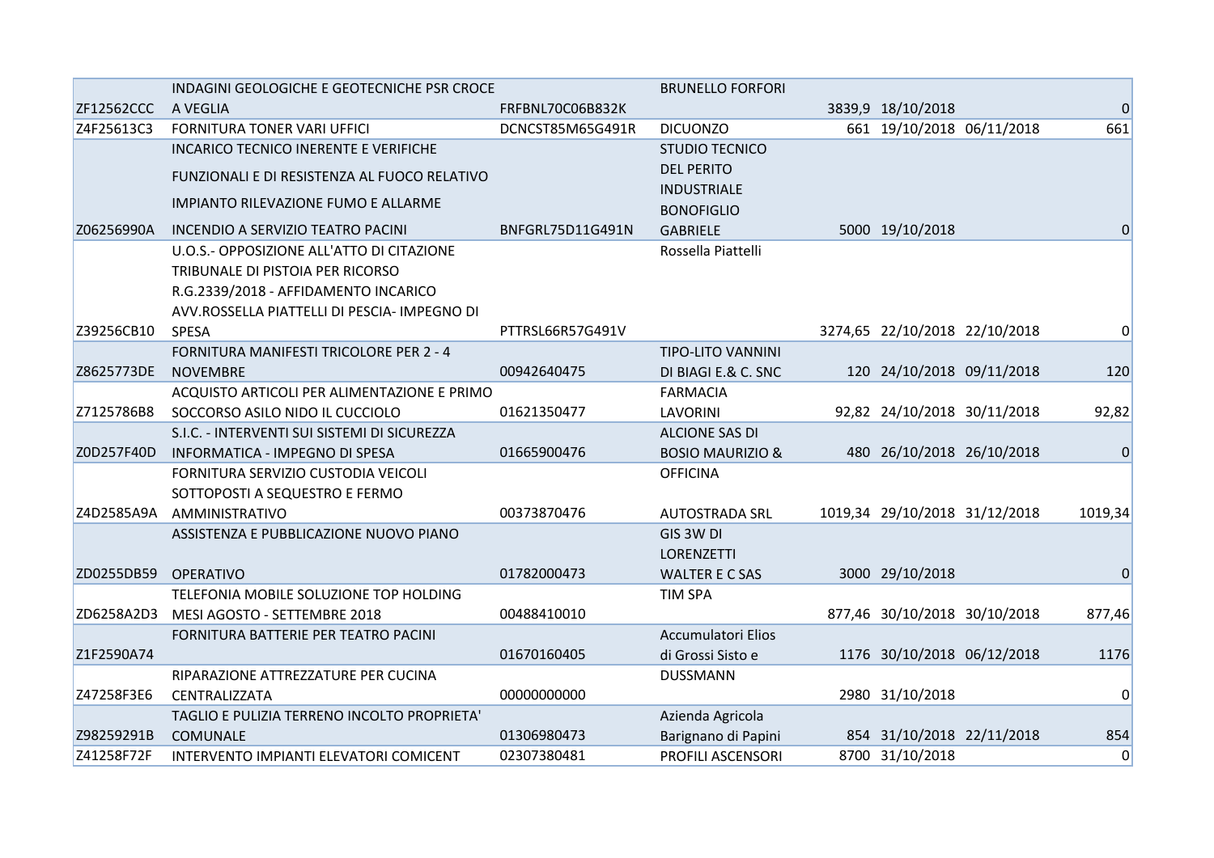| | | | | | | | |
|---|---|---|---|---|---|---|---|
| ZF12562CCC | INDAGINI GEOLOGICHE E GEOTECNICHE PSR CROCE A VEGLIA | FRFBNL70C06B832K | BRUNELLO FORFORI | 3839,9 | 18/10/2018 | | 0 |
| Z4F25613C3 | FORNITURA TONER VARI UFFICI | DCNCST85M65G491R | DICUONZO | 661 | 19/10/2018 | 06/11/2018 | 661 |
| Z06256990A | INCARICO TECNICO INERENTE E VERIFICHE FUNZIONALI E DI RESISTENZA AL FUOCO RELATIVO IMPIANTO RILEVAZIONE FUMO E ALLARME INCENDIO A SERVIZIO TEATRO PACINI | BNFGRL75D11G491N | STUDIO TECNICO DEL PERITO INDUSTRIALE BONOFIGLIO GABRIELE | 5000 | 19/10/2018 | | 0 |
| Z39256CB10 | U.O.S.- OPPOSIZIONE ALL'ATTO DI CITAZIONE TRIBUNALE DI PISTOIA PER RICORSO R.G.2339/2018 - AFFIDAMENTO INCARICO AVV.ROSSELLA PIATTELLI DI PESCIA- IMPEGNO DI SPESA | PTTRSL66R57G491V | Rossella Piattelli | 3274,65 | 22/10/2018 | 22/10/2018 | 0 |
| Z8625773DE | FORNITURA MANIFESTI TRICOLORE PER 2 - 4 NOVEMBRE | 00942640475 | TIPO-LITO VANNINI DI BIAGI E.& C. SNC | 120 | 24/10/2018 | 09/11/2018 | 120 |
| Z7125786B8 | ACQUISTO ARTICOLI PER ALIMENTAZIONE E PRIMO SOCCORSO ASILO NIDO IL CUCCIOLO | 01621350477 | FARMACIA LAVORINI | 92,82 | 24/10/2018 | 30/11/2018 | 92,82 |
| Z0D257F40D | S.I.C. - INTERVENTI SUI SISTEMI DI SICUREZZA INFORMATICA - IMPEGNO DI SPESA | 01665900476 | ALCIONE SAS DI BOSIO MAURIZIO & | 480 | 26/10/2018 | 26/10/2018 | 0 |
| Z4D2585A9A | FORNITURA SERVIZIO CUSTODIA VEICOLI SOTTOPOSTI A SEQUESTRO E FERMO AMMINISTRATIVO | 00373870476 | OFFICINA AUTOSTRADA SRL | 1019,34 | 29/10/2018 | 31/12/2018 | 1019,34 |
| ZD0255DB59 | ASSISTENZA E PUBBLICAZIONE NUOVO PIANO OPERATIVO | 01782000473 | GIS 3W DI LORENZETTI WALTER E C SAS | 3000 | 29/10/2018 | | 0 |
| ZD6258A2D3 | TELEFONIA MOBILE SOLUZIONE TOP HOLDING MESI AGOSTO - SETTEMBRE 2018 | 00488410010 | TIM SPA | 877,46 | 30/10/2018 | 30/10/2018 | 877,46 |
| Z1F2590A74 | FORNITURA BATTERIE PER TEATRO PACINI | 01670160405 | Accumulatori Elios di Grossi Sisto e | 1176 | 30/10/2018 | 06/12/2018 | 1176 |
| Z47258F3E6 | RIPARAZIONE ATTREZZATURE PER CUCINA CENTRALIZZATA | 00000000000 | DUSSMANN | 2980 | 31/10/2018 | | 0 |
| Z98259291B | TAGLIO E PULIZIA TERRENO INCOLTO PROPRIETA' COMUNALE | 01306980473 | Azienda Agricola Barignano di Papini | 854 | 31/10/2018 | 22/11/2018 | 854 |
| Z41258F72F | INTERVENTO IMPIANTI ELEVATORI COMICENT | 02307380481 | PROFILI ASCENSORI | 8700 | 31/10/2018 | | 0 |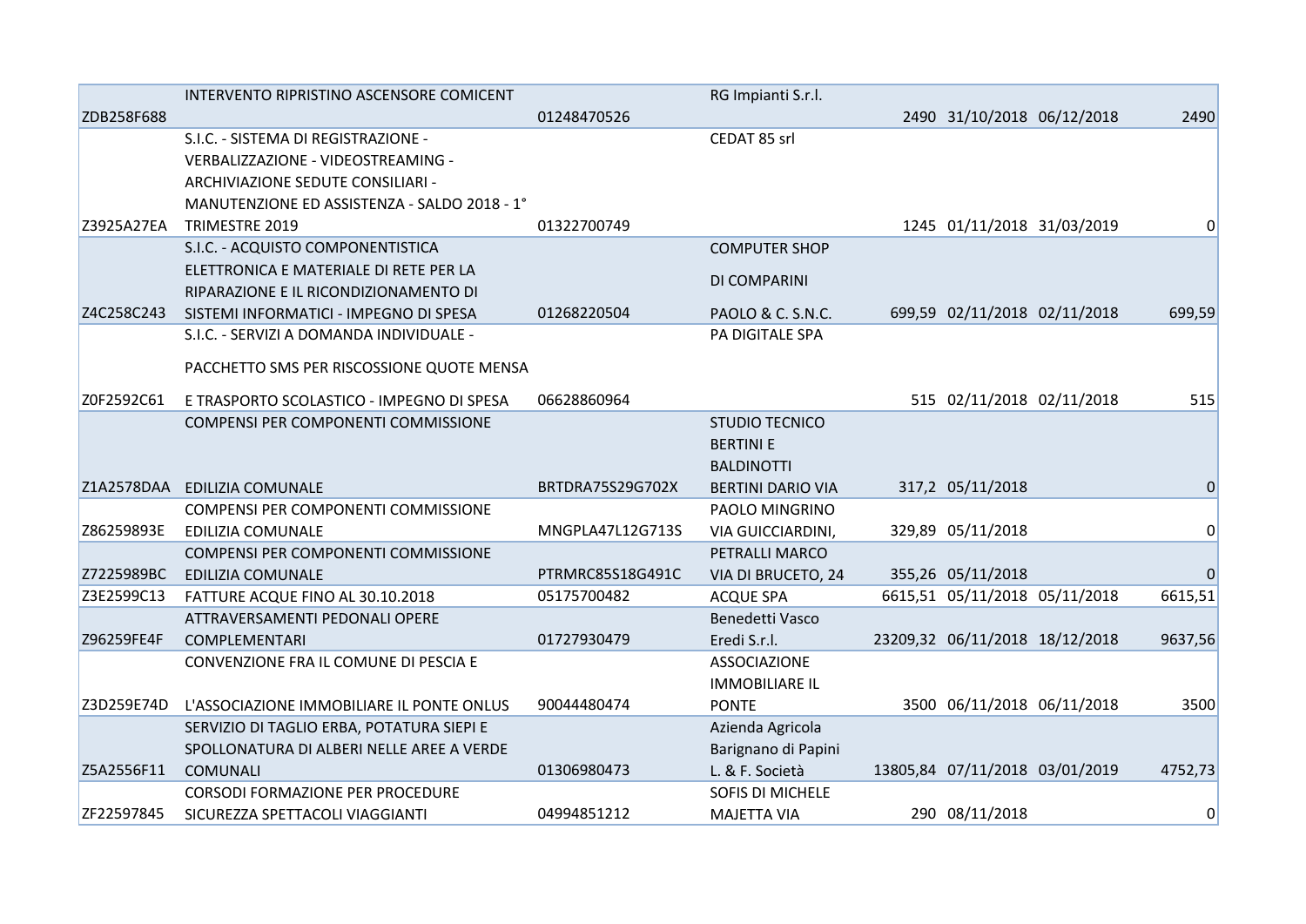| | | | | | | | |
|---|---|---|---|---|---|---|---|
| ZDB258F688 | INTERVENTO RIPRISTINO ASCENSORE COMICENT | 01248470526 | RG Impianti S.r.l. | 2490 | 31/10/2018 | 06/12/2018 | 2490 |
| Z3925A27EA | S.I.C. - SISTEMA DI REGISTRAZIONE - VERBALIZZAZIONE - VIDEOSTREAMING - ARCHIVIAZIONE SEDUTE CONSILIARI - MANUTENZIONE ED ASSISTENZA - SALDO 2018 - 1° TRIMESTRE 2019 | 01322700749 | CEDAT 85 srl | 1245 | 01/11/2018 | 31/03/2019 | 0 |
| Z4C258C243 | S.I.C. - ACQUISTO COMPONENTISTICA ELETTRONICA E MATERIALE DI RETE PER LA RIPARAZIONE E IL RICONDIZIONAMENTO DI SISTEMI INFORMATICI - IMPEGNO DI SPESA | 01268220504 | COMPUTER SHOP DI COMPARINI PAOLO & C. S.N.C. | 699,59 | 02/11/2018 | 02/11/2018 | 699,59 |
| Z0F2592C61 | S.I.C. - SERVIZI A DOMANDA INDIVIDUALE - PACCHETTO SMS PER RISCOSSIONE QUOTE MENSA E TRASPORTO SCOLASTICO - IMPEGNO DI SPESA | 06628860964 | PA DIGITALE SPA | 515 | 02/11/2018 | 02/11/2018 | 515 |
| Z1A2578DAA | COMPENSI PER COMPONENTI COMMISSIONE EDILIZIA COMUNALE | BRTDRA75S29G702X | STUDIO TECNICO BERTINI E BALDINOTTI BERTINI DARIO VIA | 317,2 | 05/11/2018 | | 0 |
| Z86259893E | COMPENSI PER COMPONENTI COMMISSIONE EDILIZIA COMUNALE | MNGPLA47L12G713S | PAOLO MINGRINO VIA GUICCIARDINI, | 329,89 | 05/11/2018 | | 0 |
| Z7225989BC | COMPENSI PER COMPONENTI COMMISSIONE EDILIZIA COMUNALE | PTRMRC85S18G491C | PETRALLI MARCO VIA DI BRUCETO, 24 | 355,26 | 05/11/2018 | | 0 |
| Z3E2599C13 | FATTURE ACQUE FINO AL 30.10.2018 | 05175700482 | ACQUE SPA | 6615,51 | 05/11/2018 | 05/11/2018 | 6615,51 |
| Z96259FE4F | ATTRAVERSAMENTI PEDONALI OPERE COMPLEMENTARI | 01727930479 | Benedetti Vasco Eredi S.r.l. | 23209,32 | 06/11/2018 | 18/12/2018 | 9637,56 |
| Z3D259E74D | CONVENZIONE FRA IL COMUNE DI PESCIA E L'ASSOCIAZIONE IMMOBILIARE IL PONTE ONLUS | 90044480474 | ASSOCIAZIONE IMMOBILIARE IL PONTE | 3500 | 06/11/2018 | 06/11/2018 | 3500 |
| Z5A2556F11 | SERVIZIO DI TAGLIO ERBA, POTATURA SIEPI E SPOLLONATURA DI ALBERI NELLE AREE A VERDE COMUNALI | 01306980473 | Azienda Agricola Barignano di Papini L. & F. Società | 13805,84 | 07/11/2018 | 03/01/2019 | 4752,73 |
| ZF22597845 | CORSODI FORMAZIONE PER PROCEDURE SICUREZZA SPETTACOLI VIAGGIANTI | 04994851212 | SOFIS DI MICHELE MAJETTA VIA | 290 | 08/11/2018 | | 0 |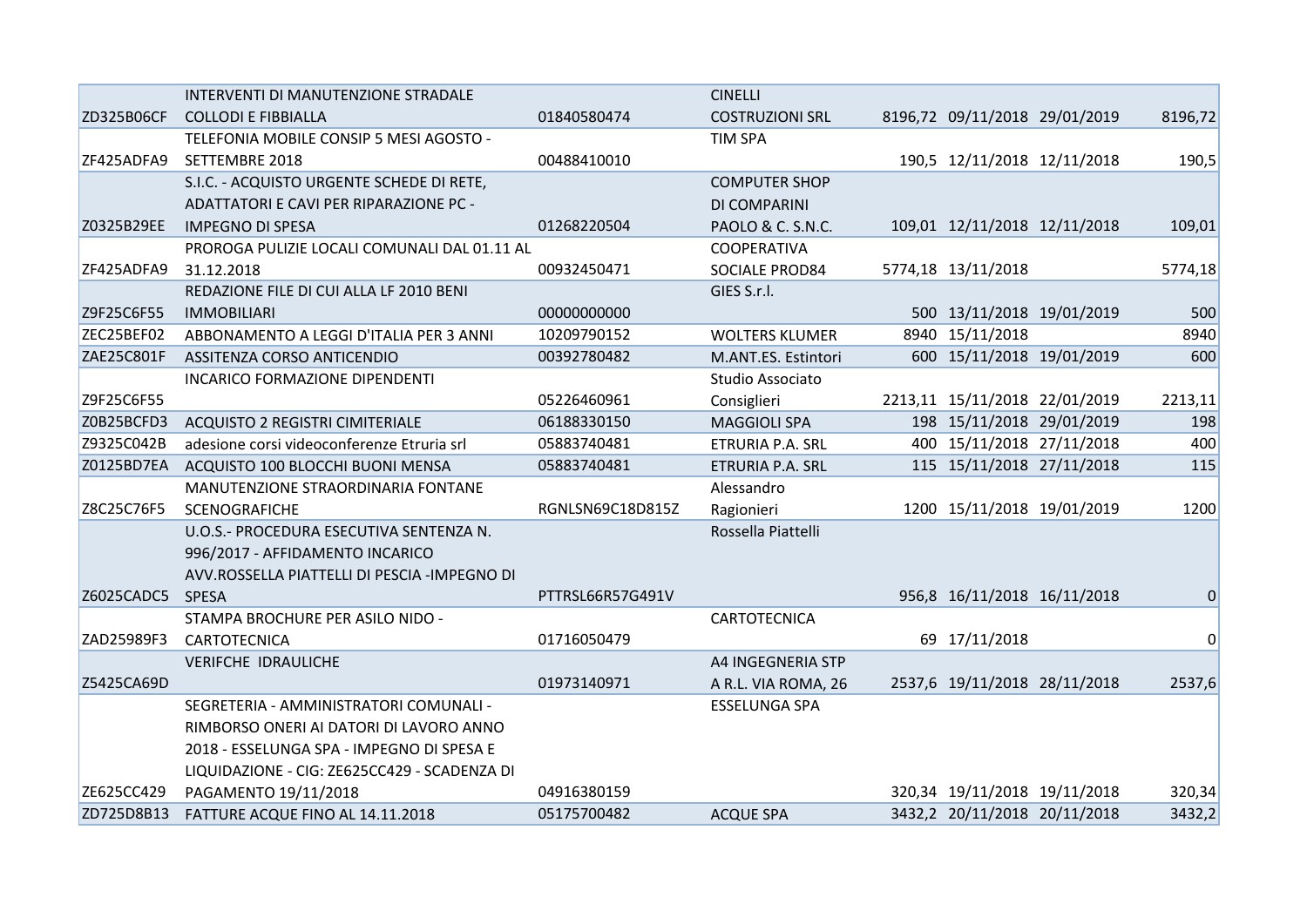| | | | | | | | |
|---|---|---|---|---|---|---|---|
| ZD325B06CF | INTERVENTI DI MANUTENZIONE STRADALE COLLODI E FIBBIALLA | 01840580474 | CINELLI COSTRUZIONI SRL | 8196,72 | 09/11/2018 | 29/01/2019 | 8196,72 |
| ZF425ADFA9 | TELEFONIA MOBILE CONSIP 5 MESI AGOSTO - SETTEMBRE 2018 | 00488410010 | TIM SPA | 190,5 | 12/11/2018 | 12/11/2018 | 190,5 |
| Z0325B29EE | S.I.C. - ACQUISTO URGENTE SCHEDE DI RETE, ADATTATORI E CAVI PER RIPARAZIONE PC - IMPEGNO DI SPESA | 01268220504 | COMPUTER SHOP DI COMPARINI PAOLO & C. S.N.C. | 109,01 | 12/11/2018 | 12/11/2018 | 109,01 |
| ZF425ADFA9 | PROROGA PULIZIE LOCALI COMUNALI DAL 01.11 AL 31.12.2018 | 00932450471 | COOPERATIVA SOCIALE PROD84 | 5774,18 | 13/11/2018 | | 5774,18 |
| Z9F25C6F55 | REDAZIONE FILE DI CUI ALLA LF 2010 BENI IMMOBILIARI | 00000000000 | GIES S.r.l. | 500 | 13/11/2018 | 19/01/2019 | 500 |
| ZEC25BEF02 | ABBONAMENTO A LEGGI D'ITALIA PER 3 ANNI | 10209790152 | WOLTERS KLUMER | 8940 | 15/11/2018 | | 8940 |
| ZAE25C801F | ASSITENZA CORSO ANTICENDIO | 00392780482 | M.ANT.ES. Estintori | 600 | 15/11/2018 | 19/01/2019 | 600 |
| Z9F25C6F55 | INCARICO FORMAZIONE DIPENDENTI | 05226460961 | Studio Associato Consiglieri | 2213,11 | 15/11/2018 | 22/01/2019 | 2213,11 |
| Z0B25BCFD3 | ACQUISTO 2 REGISTRI CIMITERIALE | 06188330150 | MAGGIOLI SPA | 198 | 15/11/2018 | 29/01/2019 | 198 |
| Z9325C042B | adesione corsi videoconferenze Etruria srl | 05883740481 | ETRURIA P.A. SRL | 400 | 15/11/2018 | 27/11/2018 | 400 |
| Z0125BD7EA | ACQUISTO 100 BLOCCHI BUONI MENSA | 05883740481 | ETRURIA P.A. SRL | 115 | 15/11/2018 | 27/11/2018 | 115 |
| Z8C25C76F5 | MANUTENZIONE STRAORDINARIA FONTANE SCENOGRAFICHE | RGNLSN69C18D815Z | Alessandro Ragionieri | 1200 | 15/11/2018 | 19/01/2019 | 1200 |
| Z6025CADC5 | U.O.S.- PROCEDURA ESECUTIVA SENTENZA N. 996/2017 - AFFIDAMENTO INCARICO AVV.ROSSELLA PIATTELLI DI PESCIA -IMPEGNO DI SPESA | PTTRSL66R57G491V | Rossella Piattelli | 956,8 | 16/11/2018 | 16/11/2018 | 0 |
| ZAD25989F3 | STAMPA BROCHURE PER ASILO NIDO - CARTOTECNICA | 01716050479 | CARTOTECNICA | 69 | 17/11/2018 | | 0 |
| Z5425CA69D | VERIFCHE IDRAULICHE | 01973140971 | A4 INGEGNERIA STP A R.L. VIA ROMA, 26 | 2537,6 | 19/11/2018 | 28/11/2018 | 2537,6 |
| ZE625CC429 | SEGRETERIA - AMMINISTRATORI COMUNALI - RIMBORSO ONERI AI DATORI DI LAVORO ANNO 2018 - ESSELUNGA SPA - IMPEGNO DI SPESA E LIQUIDAZIONE - CIG: ZE625CC429 - SCADENZA DI PAGAMENTO 19/11/2018 | 04916380159 | ESSELUNGA SPA | 320,34 | 19/11/2018 | 19/11/2018 | 320,34 |
| ZD725D8B13 | FATTURE ACQUE FINO AL 14.11.2018 | 05175700482 | ACQUE SPA | 3432,2 | 20/11/2018 | 20/11/2018 | 3432,2 |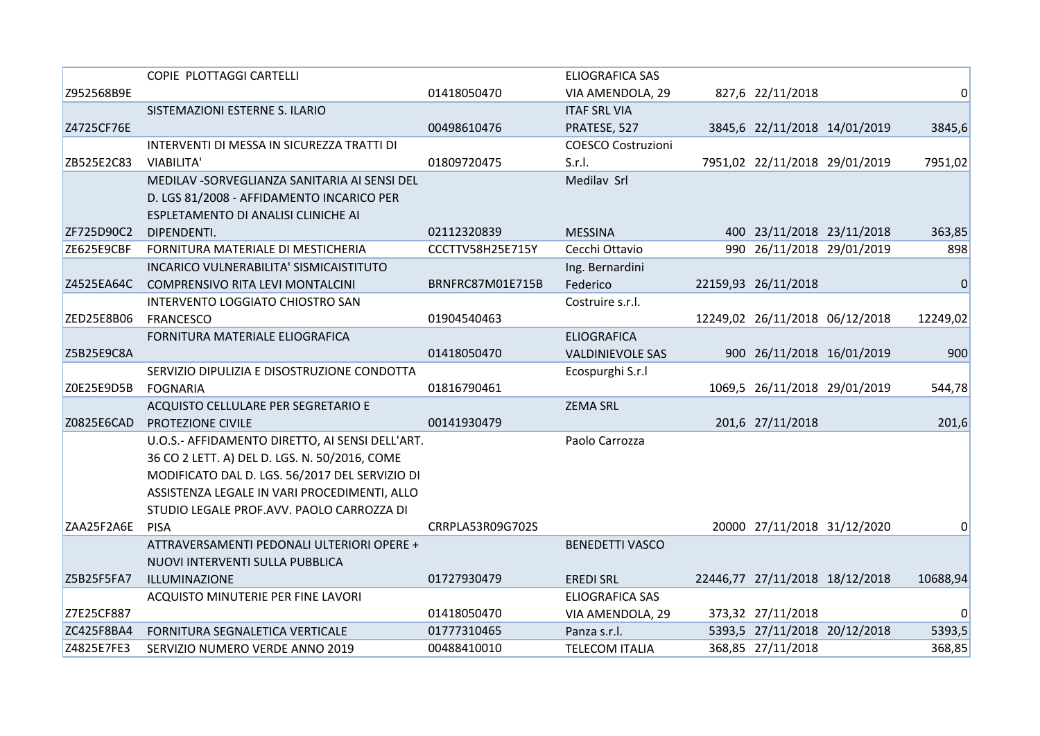| | | | | | | | |
|---|---|---|---|---|---|---|---|
| Z952568B9E | COPIE PLOTTAGGI CARTELLI | 01418050470 | ELIOGRAFICA SAS VIA AMENDOLA, 29 | 827,6 | 22/11/2018 | | 0 |
| Z4725CF76E | SISTEMAZIONI ESTERNE S. ILARIO | 00498610476 | ITAF SRL VIA PRATESE, 527 | 3845,6 | 22/11/2018 | 14/01/2019 | 3845,6 |
| ZB525E2C83 | INTERVENTI DI MESSA IN SICUREZZA TRATTI DI VIABILITA' | 01809720475 | COESCO Costruzioni S.r.l. | 7951,02 | 22/11/2018 | 29/01/2019 | 7951,02 |
| ZF725D90C2 | MEDILAV -SORVEGLIANZA SANITARIA AI SENSI DEL D. LGS 81/2008 - AFFIDAMENTO INCARICO PER ESPLETAMENTO DI ANALISI CLINICHE AI DIPENDENTI. | 02112320839 | Medilav Srl MESSINA | 400 | 23/11/2018 | 23/11/2018 | 363,85 |
| ZE625E9CBF | FORNITURA MATERIALE DI MESTICHERIA | CCCTTV58H25E715Y | Cecchi Ottavio | 990 | 26/11/2018 | 29/01/2019 | 898 |
| Z4525EA64C | INCARICO VULNERABILITA' SISMICAISTITUTO COMPRENSIVO RITA LEVI MONTALCINI | BRNFRC87M01E715B | Ing. Bernardini Federico | 22159,93 | 26/11/2018 | | 0 |
| ZED25E8B06 | INTERVENTO LOGGIATO CHIOSTRO SAN FRANCESCO | 01904540463 | Costruire s.r.l. | 12249,02 | 26/11/2018 | 06/12/2018 | 12249,02 |
| Z5B25E9C8A | FORNITURA MATERIALE ELIOGRAFICA | 01418050470 | ELIOGRAFICA VALDINIEVOLE SAS | 900 | 26/11/2018 | 16/01/2019 | 900 |
| Z0E25E9D5B | SERVIZIO DIPULIZIA E DISOSTRUZIONE CONDOTTA FOGNARIA | 01816790461 | Ecospurghi S.r.l | 1069,5 | 26/11/2018 | 29/01/2019 | 544,78 |
| Z0825E6CAD | ACQUISTO CELLULARE PER SEGRETARIO E PROTEZIONE CIVILE | 00141930479 | ZEMA SRL | 201,6 | 27/11/2018 | | 201,6 |
| ZAA25F2A6E | U.O.S.- AFFIDAMENTO DIRETTO, AI SENSI DELL'ART. 36 CO 2 LETT. A) DEL D. LGS. N. 50/2016, COME MODIFICATO DAL D. LGS. 56/2017 DEL SERVIZIO DI ASSISTENZA LEGALE IN VARI PROCEDIMENTI, ALLO STUDIO LEGALE PROF.AVV. PAOLO CARROZZA DI PISA | CRRPLA53R09G702S | Paolo Carrozza | 20000 | 27/11/2018 | 31/12/2020 | 0 |
| Z5B25F5FA7 | ATTRAVERSAMENTI PEDONALI ULTERIORI OPERE + NUOVI INTERVENTI SULLA PUBBLICA ILLUMINAZIONE | 01727930479 | BENEDETTI VASCO EREDI SRL | 22446,77 | 27/11/2018 | 18/12/2018 | 10688,94 |
| Z7E25CF887 | ACQUISTO MINUTERIE PER FINE LAVORI | 01418050470 | ELIOGRAFICA SAS VIA AMENDOLA, 29 | 373,32 | 27/11/2018 | | 0 |
| ZC425F8BA4 | FORNITURA SEGNALETICA VERTICALE | 01777310465 | Panza s.r.l. | 5393,5 | 27/11/2018 | 20/12/2018 | 5393,5 |
| Z4825E7FE3 | SERVIZIO NUMERO VERDE ANNO 2019 | 00488410010 | TELECOM ITALIA | 368,85 | 27/11/2018 | | 368,85 |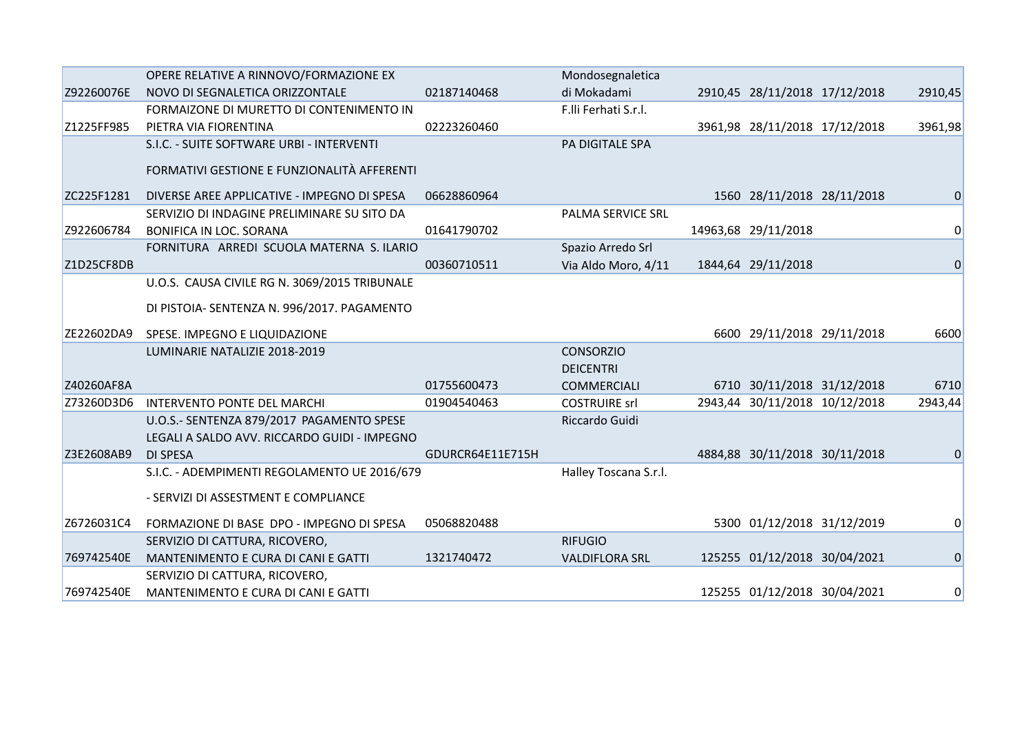| | | | | | | | |
|---|---|---|---|---|---|---|---|
| Z92260076E | OPERE RELATIVE A RINNOVO/FORMAZIONE EX NOVO DI SEGNALETICA ORIZZONTALE | 02187140468 | Mondosegnaletica di Mokadami | 2910,45 | 28/11/2018 | 17/12/2018 | 2910,45 |
| Z1225FF985 | FORMAIZONE DI MURETTO DI CONTENIMENTO IN PIETRA VIA FIORENTINA | 02223260460 | F.lli Ferhati S.r.l. | 3961,98 | 28/11/2018 | 17/12/2018 | 3961,98 |
| ZC225F1281 | S.I.C. - SUITE SOFTWARE URBI - INTERVENTI FORMATIVI GESTIONE E FUNZIONALITÀ AFFERENTI DIVERSE AREE APPLICATIVE - IMPEGNO DI SPESA | 06628860964 | PA DIGITALE SPA | 1560 | 28/11/2018 | 28/11/2018 | 0 |
| Z922606784 | SERVIZIO DI INDAGINE PRELIMINARE SU SITO DA BONIFICA IN LOC. SORANA | 01641790702 | PALMA SERVICE SRL | 14963,68 | 29/11/2018 | | 0 |
| Z1D25CF8DB | FORNITURA ARREDI SCUOLA MATERNA S. ILARIO | 00360710511 | Spazio Arredo Srl Via Aldo Moro, 4/11 | 1844,64 | 29/11/2018 | | 0 |
| ZE22602DA9 | U.O.S. CAUSA CIVILE RG N. 3069/2015 TRIBUNALE DI PISTOIA- SENTENZA N. 996/2017. PAGAMENTO SPESE. IMPEGNO E LIQUIDAZIONE | | | 6600 | 29/11/2018 | 29/11/2018 | 6600 |
| Z40260AF8A | LUMINARIE NATALIZIE 2018-2019 | 01755600473 | CONSORZIO DEICENTRI COMMERCIALI | 6710 | 30/11/2018 | 31/12/2018 | 6710 |
| Z73260D3D6 | INTERVENTO PONTE DEL MARCHI | 01904540463 | COSTRUIRE srl | 2943,44 | 30/11/2018 | 10/12/2018 | 2943,44 |
| Z3E2608AB9 | U.O.S.- SENTENZA 879/2017 PAGAMENTO SPESE LEGALI A SALDO AVV. RICCARDO GUIDI - IMPEGNO DI SPESA | GDURCR64E11E715H | Riccardo Guidi | 4884,88 | 30/11/2018 | 30/11/2018 | 0 |
| Z6726031C4 | S.I.C. - ADEMPIMENTI REGOLAMENTO UE 2016/679 - SERVIZI DI ASSESTMENT E COMPLIANCE FORMAZIONE DI BASE DPO - IMPEGNO DI SPESA | 05068820488 | Halley Toscana S.r.l. | 5300 | 01/12/2018 | 31/12/2019 | 0 |
| 769742540E | SERVIZIO DI CATTURA, RICOVERO, MANTENIMENTO E CURA DI CANI E GATTI | 1321740472 | RIFUGIO VALDIFLORA SRL | 125255 | 01/12/2018 | 30/04/2021 | 0 |
| 769742540E | SERVIZIO DI CATTURA, RICOVERO, MANTENIMENTO E CURA DI CANI E GATTI | | | 125255 | 01/12/2018 | 30/04/2021 | 0 |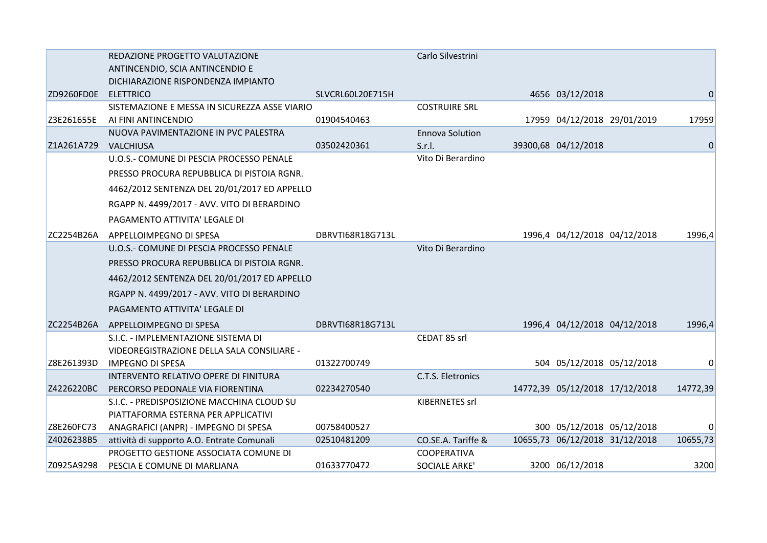| | | | | | | | |
|---|---|---|---|---|---|---|---|
| ZD9260FD0E | REDAZIONE PROGETTO VALUTAZIONE ANTINCENDIO, SCIA ANTINCENDIO E DICHIARAZIONE RISPONDENZA IMPIANTO ELETTRICO | SLVCRL60L20E715H | Carlo Silvestrini | 4656 | 03/12/2018 | | 0 |
| Z3E261655E | SISTEMAZIONE E MESSA IN SICUREZZA ASSE VIARIO AI FINI ANTINCENDIO | 01904540463 | COSTRUIRE SRL | 17959 | 04/12/2018 | 29/01/2019 | 17959 |
| Z1A261A729 | NUOVA PAVIMENTAZIONE IN PVC PALESTRA VALCHIUSA | 03502420361 | Ennova Solution S.r.l. | 39300,68 | 04/12/2018 | | 0 |
| ZC2254B26A | U.O.S.- COMUNE DI PESCIA PROCESSO PENALE PRESSO PROCURA REPUBBLICA DI PISTOIA RGNR. 4462/2012 SENTENZA DEL 20/01/2017 ED APPELLO RGAPP N. 4499/2017 - AVV. VITO DI BERARDINO PAGAMENTO ATTIVITA' LEGALE DI APPELLOIMPEGNO DI SPESA | DBRVTI68R18G713L | Vito Di Berardino | 1996,4 | 04/12/2018 | 04/12/2018 | 1996,4 |
| ZC2254B26A | U.O.S.- COMUNE DI PESCIA PROCESSO PENALE PRESSO PROCURA REPUBBLICA DI PISTOIA RGNR. 4462/2012 SENTENZA DEL 20/01/2017 ED APPELLO RGAPP N. 4499/2017 - AVV. VITO DI BERARDINO PAGAMENTO ATTIVITA' LEGALE DI APPELLOIMPEGNO DI SPESA | DBRVTI68R18G713L | Vito Di Berardino | 1996,4 | 04/12/2018 | 04/12/2018 | 1996,4 |
| Z8E261393D | S.I.C. - IMPLEMENTAZIONE SISTEMA DI VIDEOREGISTRAZIONE DELLA SALA CONSILIARE - IMPEGNO DI SPESA | 01322700749 | CEDAT 85 srl | 504 | 05/12/2018 | 05/12/2018 | 0 |
| Z4226220BC | INTERVENTO RELATIVO OPERE DI FINITURA PERCORSO PEDONALE VIA FIORENTINA | 02234270540 | C.T.S. Eletronics | 14772,39 | 05/12/2018 | 17/12/2018 | 14772,39 |
| Z8E260FC73 | S.I.C. - PREDISPOSIZIONE MACCHINA CLOUD SU PIATTAFORMA ESTERNA PER APPLICATIVI ANAGRAFICI (ANPR) - IMPEGNO DI SPESA | 00758400527 | KIBERNETES srl | 300 | 05/12/2018 | 05/12/2018 | 0 |
| Z4026238B5 | attività di supporto A.O. Entrate Comunali | 02510481209 | CO.SE.A. Tariffe & | 10655,73 | 06/12/2018 | 31/12/2018 | 10655,73 |
| Z0925A9298 | PROGETTO GESTIONE ASSOCIATA COMUNE DI PESCIA E COMUNE DI MARLIANA | 01633770472 | COOPERATIVA SOCIALE ARKE' | 3200 | 06/12/2018 | | 3200 |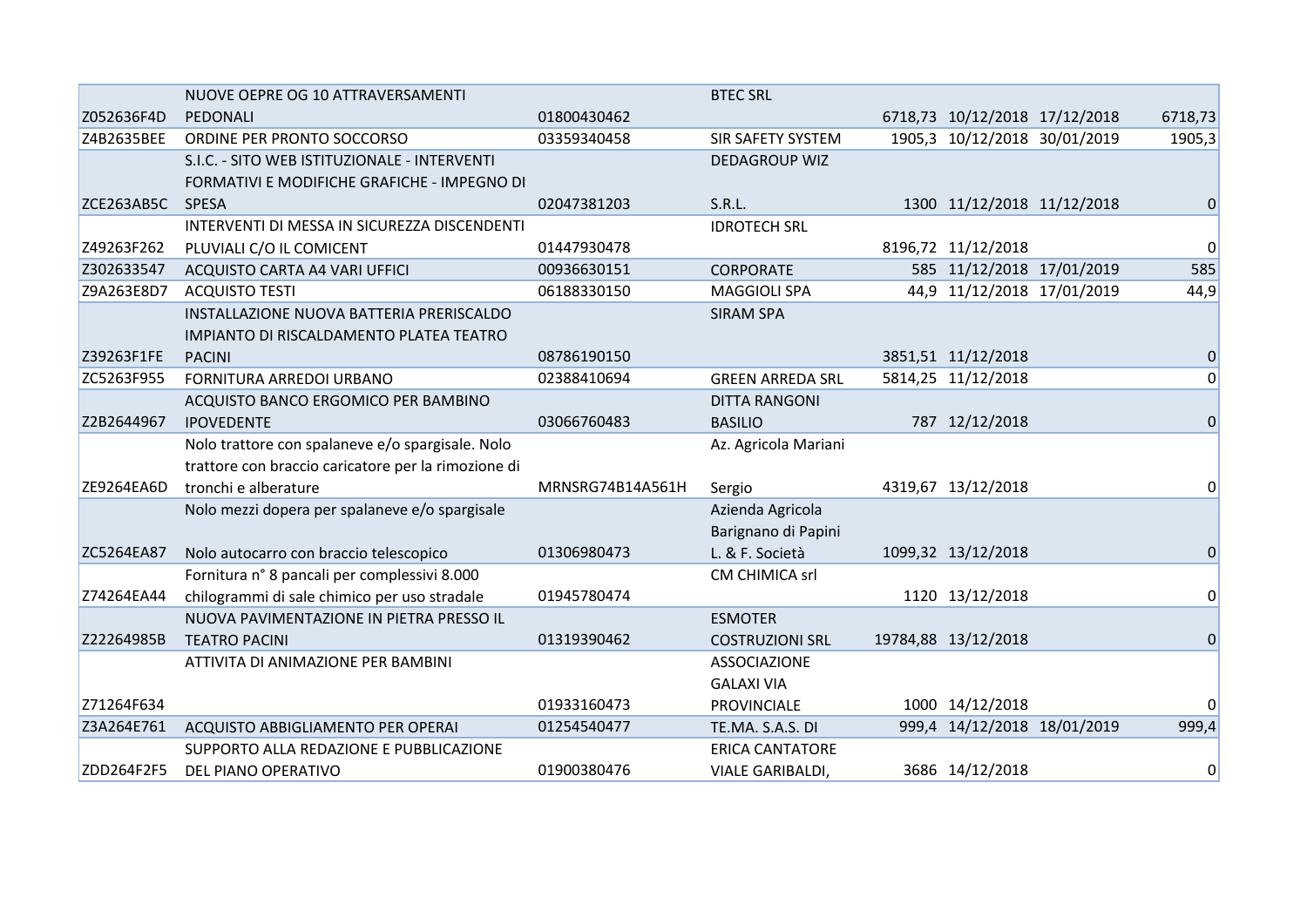| | | | | | | | |
|---|---|---|---|---|---|---|---|
| Z052636F4D | NUOVE OEPRE OG 10 ATTRAVERSAMENTI PEDONALI | 01800430462 | BTEC SRL | 6718,73 | 10/12/2018 | 17/12/2018 | 6718,73 |
| Z4B2635BEE | ORDINE PER PRONTO SOCCORSO | 03359340458 | SIR SAFETY SYSTEM | 1905,3 | 10/12/2018 | 30/01/2019 | 1905,3 |
| ZCE263AB5C | S.I.C. - SITO WEB ISTITUZIONALE - INTERVENTI FORMATIVI E MODIFICHE GRAFICHE - IMPEGNO DI SPESA | 02047381203 | DEDAGROUP WIZ S.R.L. | 1300 | 11/12/2018 | 11/12/2018 | 0 |
| Z49263F262 | INTERVENTI DI MESSA IN SICUREZZA DISCENDENTI PLUVIALI C/O IL COMICENT | 01447930478 | IDROTECH SRL | 8196,72 | 11/12/2018 | | 0 |
| Z302633547 | ACQUISTO CARTA A4 VARI UFFICI | 00936630151 | CORPORATE | 585 | 11/12/2018 | 17/01/2019 | 585 |
| Z9A263E8D7 | ACQUISTO TESTI | 06188330150 | MAGGIOLI SPA | 44,9 | 11/12/2018 | 17/01/2019 | 44,9 |
| Z39263F1FE | INSTALLAZIONE NUOVA BATTERIA PRERISCALDO IMPIANTO DI RISCALDAMENTO PLATEA TEATRO PACINI | 08786190150 | SIRAM SPA | 3851,51 | 11/12/2018 | | 0 |
| ZC5263F955 | FORNITURA ARREDOI URBANO | 02388410694 | GREEN ARREDA SRL | 5814,25 | 11/12/2018 | | 0 |
| Z2B2644967 | ACQUISTO BANCO ERGOMICO PER BAMBINO IPOVEDENTE | 03066760483 | DITTA RANGONI BASILIO | 787 | 12/12/2018 | | 0 |
| ZE9264EA6D | Nolo trattore con spalaneve e/o spargisale. Nolo trattore con braccio caricatore per la rimozione di tronchi e alberature | MRNSRG74B14A561H | Az. Agricola Mariani Sergio | 4319,67 | 13/12/2018 | | 0 |
| ZC5264EA87 | Nolo mezzi dopera per spalaneve e/o spargisale Nolo autocarro con braccio telescopico | 01306980473 | Azienda Agricola Barignano di Papini L. & F. Società | 1099,32 | 13/12/2018 | | 0 |
| Z74264EA44 | Fornitura n° 8 pancali per complessivi 8.000 chilogrammi di sale chimico per uso stradale | 01945780474 | CM CHIMICA srl | 1120 | 13/12/2018 | | 0 |
| Z22264985B | NUOVA PAVIMENTAZIONE IN PIETRA PRESSO IL TEATRO PACINI | 01319390462 | ESMOTER COSTRUZIONI SRL | 19784,88 | 13/12/2018 | | 0 |
| Z71264F634 | ATTIVITA DI ANIMAZIONE PER BAMBINI | 01933160473 | ASSOCIAZIONE GALAXI VIA PROVINCIALE | 1000 | 14/12/2018 | | 0 |
| Z3A264E761 | ACQUISTO ABBIGLIAMENTO PER OPERAI | 01254540477 | TE.MA. S.A.S. DI | 999,4 | 14/12/2018 | 18/01/2019 | 999,4 |
| ZDD264F2F5 | SUPPORTO ALLA REDAZIONE E PUBBLICAZIONE DEL PIANO OPERATIVO | 01900380476 | ERICA CANTATORE VIALE GARIBALDI, | 3686 | 14/12/2018 | | 0 |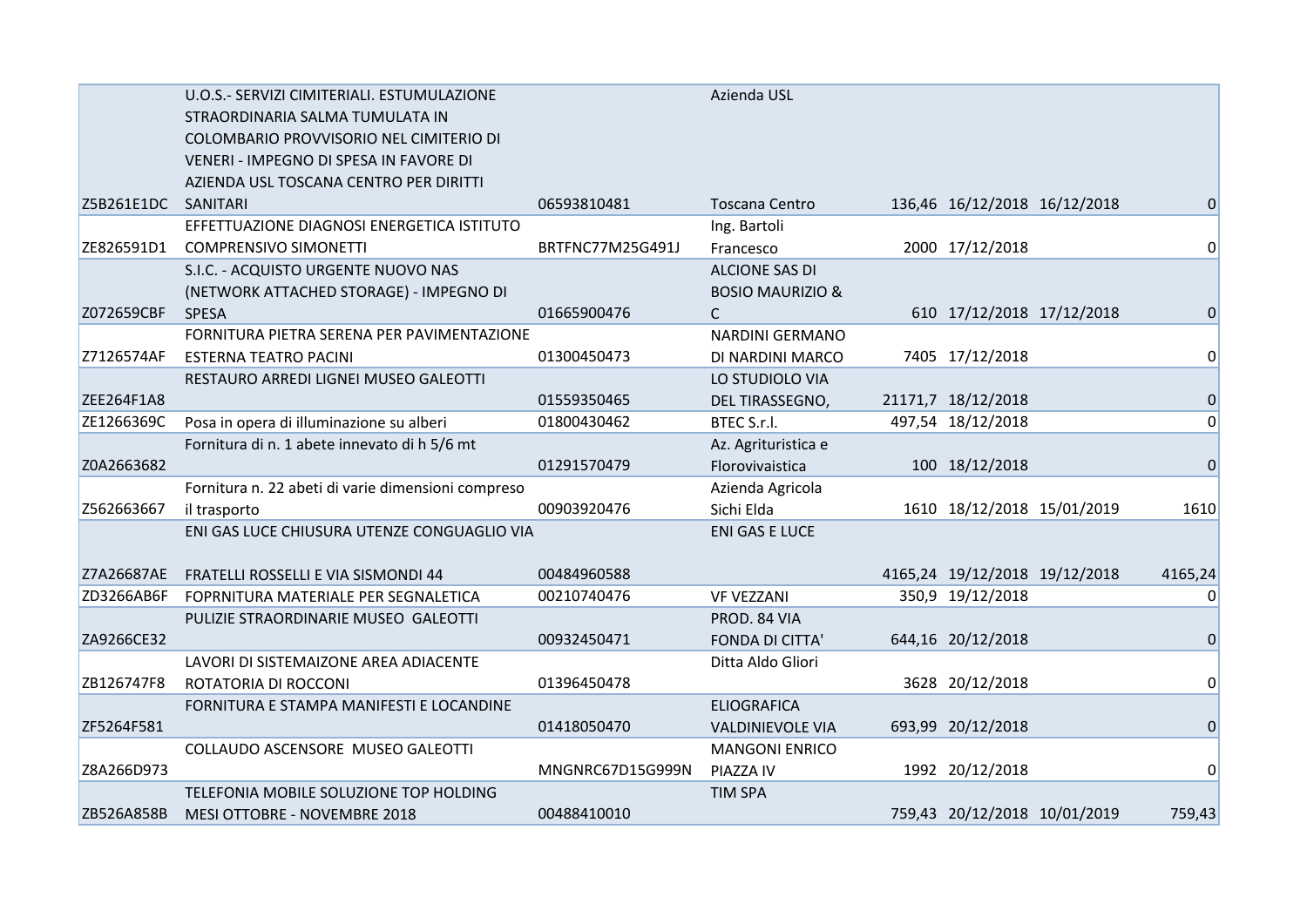| | | | | | | | |
|---|---|---|---|---|---|---|---|
| Z5B261E1DC | U.O.S.- SERVIZI CIMITERIALI. ESTUMULAZIONE STRAORDINARIA SALMA TUMULATA IN COLOMBARIO PROVVISORIO NEL CIMITERIO DI VENERI - IMPEGNO DI SPESA IN FAVORE DI AZIENDA USL TOSCANA CENTRO PER DIRITTI SANITARI | 06593810481 | Azienda USL Toscana Centro | 136,46 | 16/12/2018 | 16/12/2018 | 0 |
| ZE826591D1 | EFFETTUAZIONE DIAGNOSI ENERGETICA ISTITUTO COMPRENSIVO SIMONETTI | BRTFNC77M25G491J | Ing. Bartoli Francesco | 2000 | 17/12/2018 | | 0 |
| Z072659CBF | S.I.C. - ACQUISTO URGENTE NUOVO NAS (NETWORK ATTACHED STORAGE) - IMPEGNO DI SPESA | 01665900476 | ALCIONE SAS DI BOSIO MAURIZIO & C | 610 | 17/12/2018 | 17/12/2018 | 0 |
| Z7126574AF | FORNITURA PIETRA SERENA PER PAVIMENTAZIONE ESTERNA TEATRO PACINI | 01300450473 | NARDINI GERMANO DI NARDINI MARCO | 7405 | 17/12/2018 | | 0 |
| ZEE264F1A8 | RESTAURO ARREDI LIGNEI MUSEO GALEOTTI | 01559350465 | LO STUDIOLO VIA DEL TIRASSEGNO, | 21171,7 | 18/12/2018 | | 0 |
| ZE1266369C | Posa in opera di illuminazione su alberi | 01800430462 | BTEC S.r.l. | 497,54 | 18/12/2018 | | 0 |
| Z0A2663682 | Fornitura di n. 1 abete innevato di h 5/6 mt | 01291570479 | Az. Agrituristica e Florovivaistica | 100 | 18/12/2018 | | 0 |
| Z562663667 | Fornitura n. 22 abeti di varie dimensioni compreso il trasporto | 00903920476 | Azienda Agricola Sichi Elda | 1610 | 18/12/2018 | 15/01/2019 | 1610 |
| Z7A26687AE | ENI GAS LUCE CHIUSURA UTENZE CONGUAGLIO VIA FRATELLI ROSSELLI E VIA SISMONDI 44 | 00484960588 | ENI GAS E LUCE | 4165,24 | 19/12/2018 | 19/12/2018 | 4165,24 |
| ZD3266AB6F | FOPRNITURA MATERIALE PER SEGNALETICA | 00210740476 | VF VEZZANI | 350,9 | 19/12/2018 | | 0 |
| ZA9266CE32 | PULIZIE STRAORDINARIE MUSEO GALEOTTI | 00932450471 | PROD. 84 VIA FONDA DI CITTA' | 644,16 | 20/12/2018 | | 0 |
| ZB126747F8 | LAVORI DI SISTEMAIZONE AREA ADIACENTE ROTATORIA DI ROCCONI | 01396450478 | Ditta Aldo Gliori | 3628 | 20/12/2018 | | 0 |
| ZF5264F581 | FORNITURA E STAMPA MANIFESTI E LOCANDINE | 01418050470 | ELIOGRAFICA VALDINIEVOLE VIA | 693,99 | 20/12/2018 | | 0 |
| Z8A266D973 | COLLAUDO ASCENSORE MUSEO GALEOTTI | MNGNRC67D15G999N | MANGONI ENRICO PIAZZA IV | 1992 | 20/12/2018 | | 0 |
| ZB526A858B | TELEFONIA MOBILE SOLUZIONE TOP HOLDING MESI OTTOBRE - NOVEMBRE 2018 | 00488410010 | TIM SPA | 759,43 | 20/12/2018 | 10/01/2019 | 759,43 |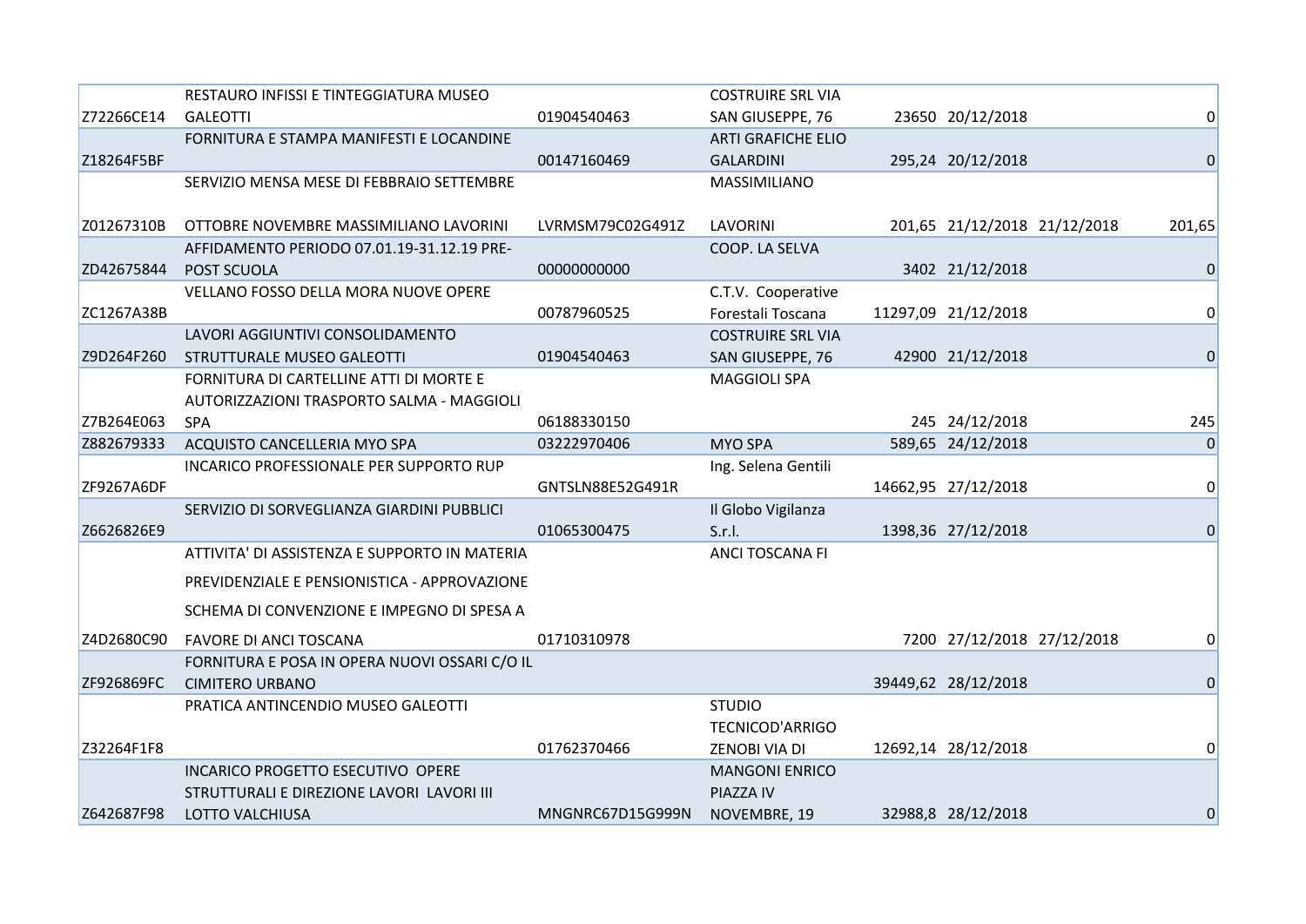| | | | | | | | |
|---|---|---|---|---|---|---|---|
| Z72266CE14 | RESTAURO INFISSI E TINTEGGIATURA MUSEO GALEOTTI | 01904540463 | COSTRUIRE SRL VIA SAN GIUSEPPE, 76 | 23650 | 20/12/2018 | | 0 |
| Z18264F5BF | FORNITURA E STAMPA MANIFESTI E LOCANDINE | 00147160469 | ARTI GRAFICHE ELIO GALARDINI | 295,24 | 20/12/2018 | | 0 |
| Z01267310B | SERVIZIO MENSA MESE DI FEBBRAIO SETTEMBRE OTTOBRE NOVEMBRE MASSIMILIANO LAVORINI | LVRMSM79C02G491Z | MASSIMILIANO LAVORINI | 201,65 | 21/12/2018 | 21/12/2018 | 201,65 |
| ZD42675844 | AFFIDAMENTO PERIODO 07.01.19-31.12.19 PRE-POST SCUOLA | 00000000000 | COOP. LA SELVA | 3402 | 21/12/2018 | | 0 |
| ZC1267A38B | VELLANO FOSSO DELLA MORA NUOVE OPERE | 00787960525 | C.T.V. Cooperative Forestali Toscana | 11297,09 | 21/12/2018 | | 0 |
| Z9D264F260 | LAVORI AGGIUNTIVI CONSOLIDAMENTO STRUTTURALE MUSEO GALEOTTI | 01904540463 | COSTRUIRE SRL VIA SAN GIUSEPPE, 76 | 42900 | 21/12/2018 | | 0 |
| Z7B264E063 | FORNITURA DI CARTELLINE ATTI DI MORTE E AUTORIZZAZIONI TRASPORTO SALMA - MAGGIOLI SPA | 06188330150 | MAGGIOLI SPA | 245 | 24/12/2018 | | 245 |
| Z882679333 | ACQUISTO CANCELLERIA MYO SPA | 03222970406 | MYO SPA | 589,65 | 24/12/2018 | | 0 |
| ZF9267A6DF | INCARICO PROFESSIONALE PER SUPPORTO RUP | GNTSLN88E52G491R | Ing. Selena Gentili | 14662,95 | 27/12/2018 | | 0 |
| Z6626826E9 | SERVIZIO DI SORVEGLIANZA GIARDINI PUBBLICI | 01065300475 | Il Globo Vigilanza S.r.l. | 1398,36 | 27/12/2018 | | 0 |
| Z4D2680C90 | ATTIVITA' DI ASSISTENZA E SUPPORTO IN MATERIA PREVIDENZIALE E PENSIONISTICA - APPROVAZIONE SCHEMA DI CONVENZIONE E IMPEGNO DI SPESA A FAVORE DI ANCI TOSCANA | 01710310978 | ANCI TOSCANA FI | 7200 | 27/12/2018 | 27/12/2018 | 0 |
| ZF926869FC | FORNITURA E POSA IN OPERA NUOVI OSSARI C/O IL CIMITERO URBANO | | | 39449,62 | 28/12/2018 | | 0 |
| Z32264F1F8 | PRATICA ANTINCENDIO MUSEO GALEOTTI | 01762370466 | STUDIO TECNICOD'ARRIGO ZENOBI VIA DI | 12692,14 | 28/12/2018 | | 0 |
| Z642687F98 | INCARICO PROGETTO ESECUTIVO OPERE STRUTTURALI E DIREZIONE LAVORI LAVORI III LOTTO VALCHIUSA | MNGNRC67D15G999N | MANGONI ENRICO PIAZZA IV NOVEMBRE, 19 | 32988,8 | 28/12/2018 | | 0 |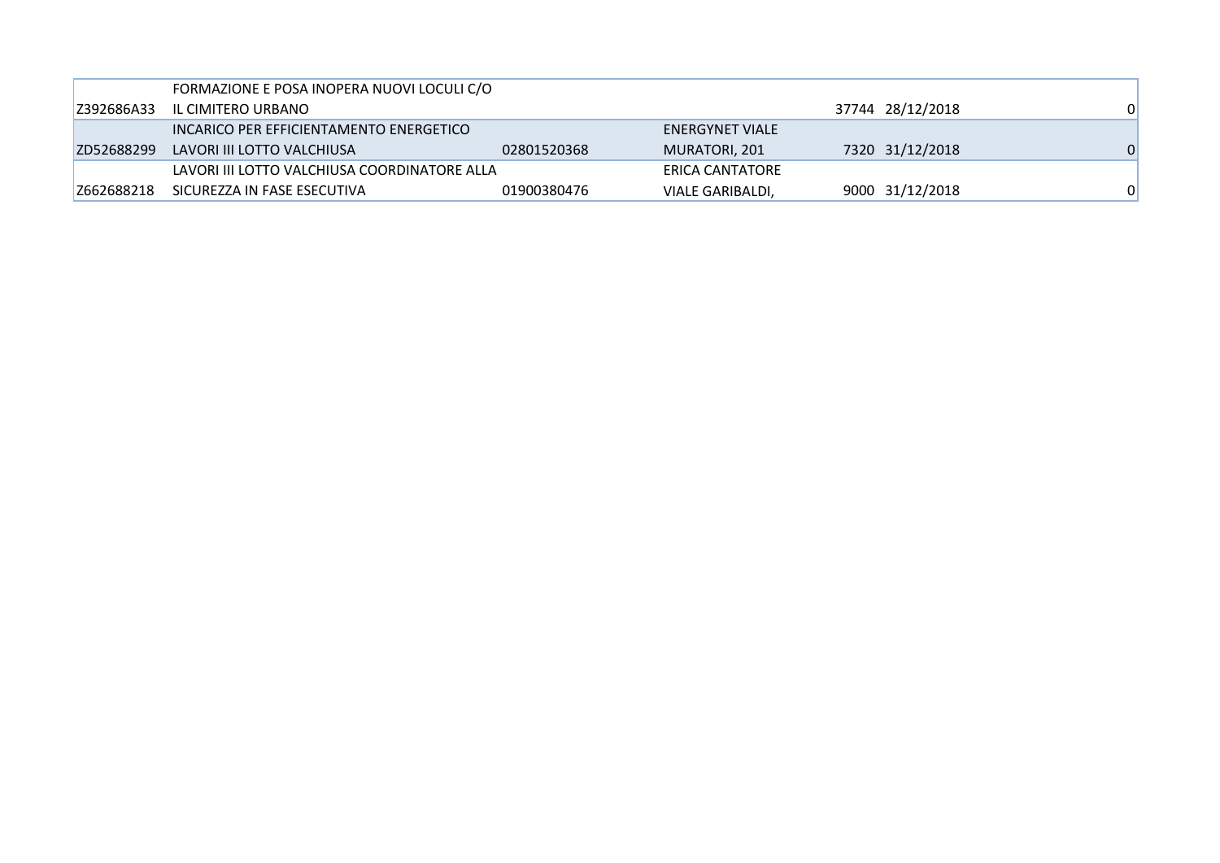| | | | | | | |
|---|---|---|---|---|---|---|
| Z392686A33 | FORMAZIONE E POSA INOPERA NUOVI LOCULI C/O IL CIMITERO URBANO | | | 37744 | 28/12/2018 | 0 |
| ZD52688299 | INCARICO PER EFFICIENTAMENTO ENERGETICO LAVORI III LOTTO VALCHIUSA | 02801520368 | ENERGYNET VIALE MURATORI, 201 | 7320 | 31/12/2018 | 0 |
| Z662688218 | LAVORI III LOTTO VALCHIUSA COORDINATORE ALLA SICUREZZA IN FASE ESECUTIVA | 01900380476 | ERICA CANTATORE VIALE GARIBALDI, | 9000 | 31/12/2018 | 0 |